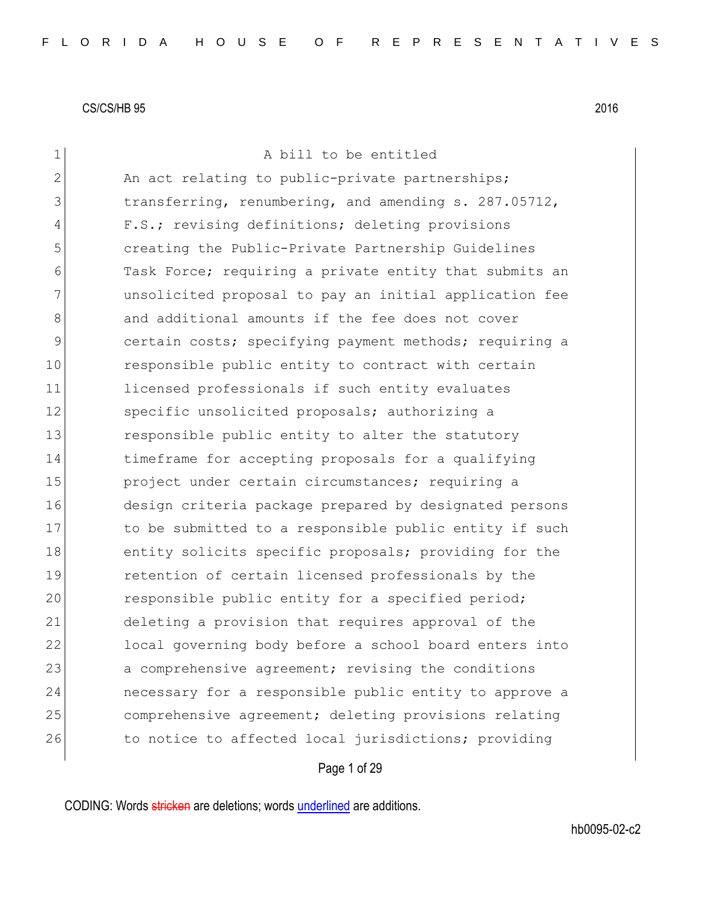CS/CS/HB 95 2016

A bill to be entitled

An act relating to public-private partnerships; transferring, renumbering, and amending s. 287.05712, F.S.; revising definitions; deleting provisions creating the Public-Private Partnership Guidelines Task Force; requiring a private entity that submits an unsolicited proposal to pay an initial application fee and additional amounts if the fee does not cover certain costs; specifying payment methods; requiring a responsible public entity to contract with certain licensed professionals if such entity evaluates specific unsolicited proposals; authorizing a responsible public entity to alter the statutory timeframe for accepting proposals for a qualifying project under certain circumstances; requiring a design criteria package prepared by designated persons to be submitted to a responsible public entity if such entity solicits specific proposals; providing for the retention of certain licensed professionals by the responsible public entity for a specified period; deleting a provision that requires approval of the local governing body before a school board enters into a comprehensive agreement; revising the conditions necessary for a responsible public entity to approve a comprehensive agreement; deleting provisions relating to notice to affected local jurisdictions; providing

CODING: Words stricken are deletions; words underlined are additions.

hb0095-02-c2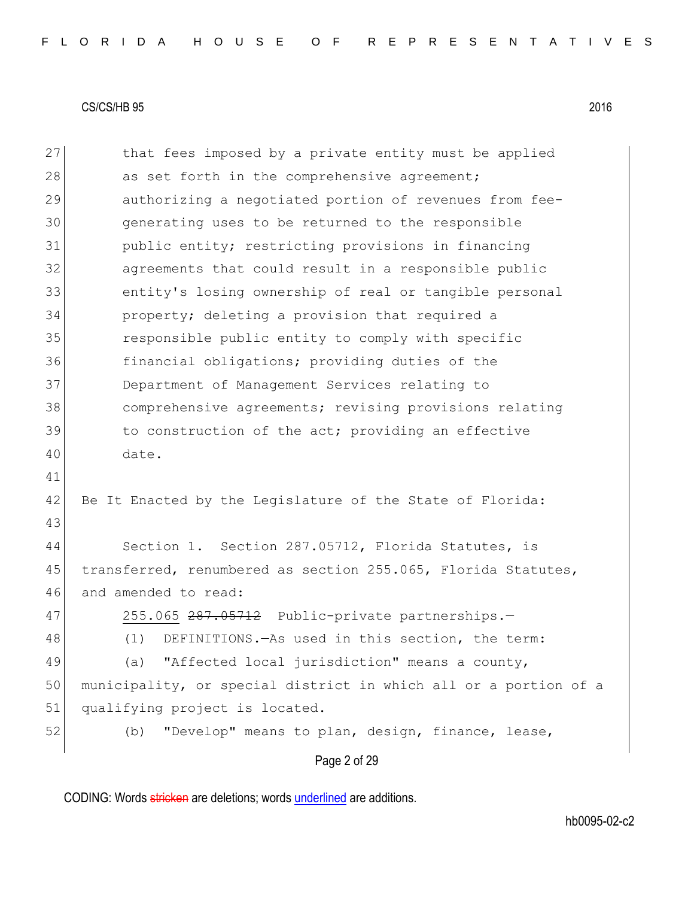that fees imposed by a private entity must be applied as set forth in the comprehensive agreement; authorizing a negotiated portion of revenues from fee-generating uses to be returned to the responsible public entity; restricting provisions in financing agreements that could result in a responsible public entity's losing ownership of real or tangible personal property; deleting a provision that required a responsible public entity to comply with specific financial obligations; providing duties of the Department of Management Services relating to comprehensive agreements; revising provisions relating to construction of the act; providing an effective date.

Be It Enacted by the Legislature of the State of Florida:

Section 1. Section 287.05712, Florida Statutes, is transferred, renumbered as section 255.065, Florida Statutes, and amended to read:

255.065 ~~287.05712~~ Public-private partnerships.—

(1) DEFINITIONS.—As used in this section, the term:

(a) "Affected local jurisdiction" means a county, municipality, or special district in which all or a portion of a qualifying project is located.

(b) "Develop" means to plan, design, finance, lease,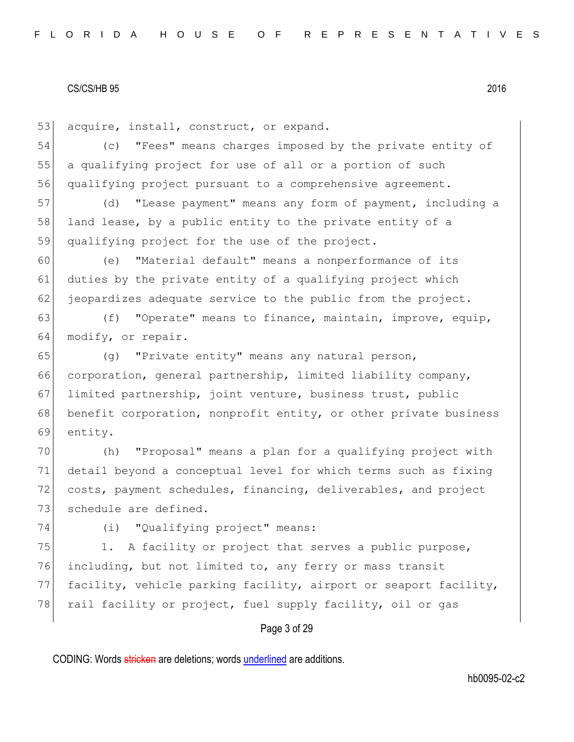acquire, install, construct, or expand.

(c) "Fees" means charges imposed by the private entity of a qualifying project for use of all or a portion of such qualifying project pursuant to a comprehensive agreement.

(d) "Lease payment" means any form of payment, including a land lease, by a public entity to the private entity of a qualifying project for the use of the project.

(e) "Material default" means a nonperformance of its duties by the private entity of a qualifying project which jeopardizes adequate service to the public from the project.

(f) "Operate" means to finance, maintain, improve, equip, modify, or repair.

(g) "Private entity" means any natural person, corporation, general partnership, limited liability company, limited partnership, joint venture, business trust, public benefit corporation, nonprofit entity, or other private business entity.

(h) "Proposal" means a plan for a qualifying project with detail beyond a conceptual level for which terms such as fixing costs, payment schedules, financing, deliverables, and project schedule are defined.

(i) "Qualifying project" means:

1. A facility or project that serves a public purpose, including, but not limited to, any ferry or mass transit facility, vehicle parking facility, airport or seaport facility, rail facility or project, fuel supply facility, oil or gas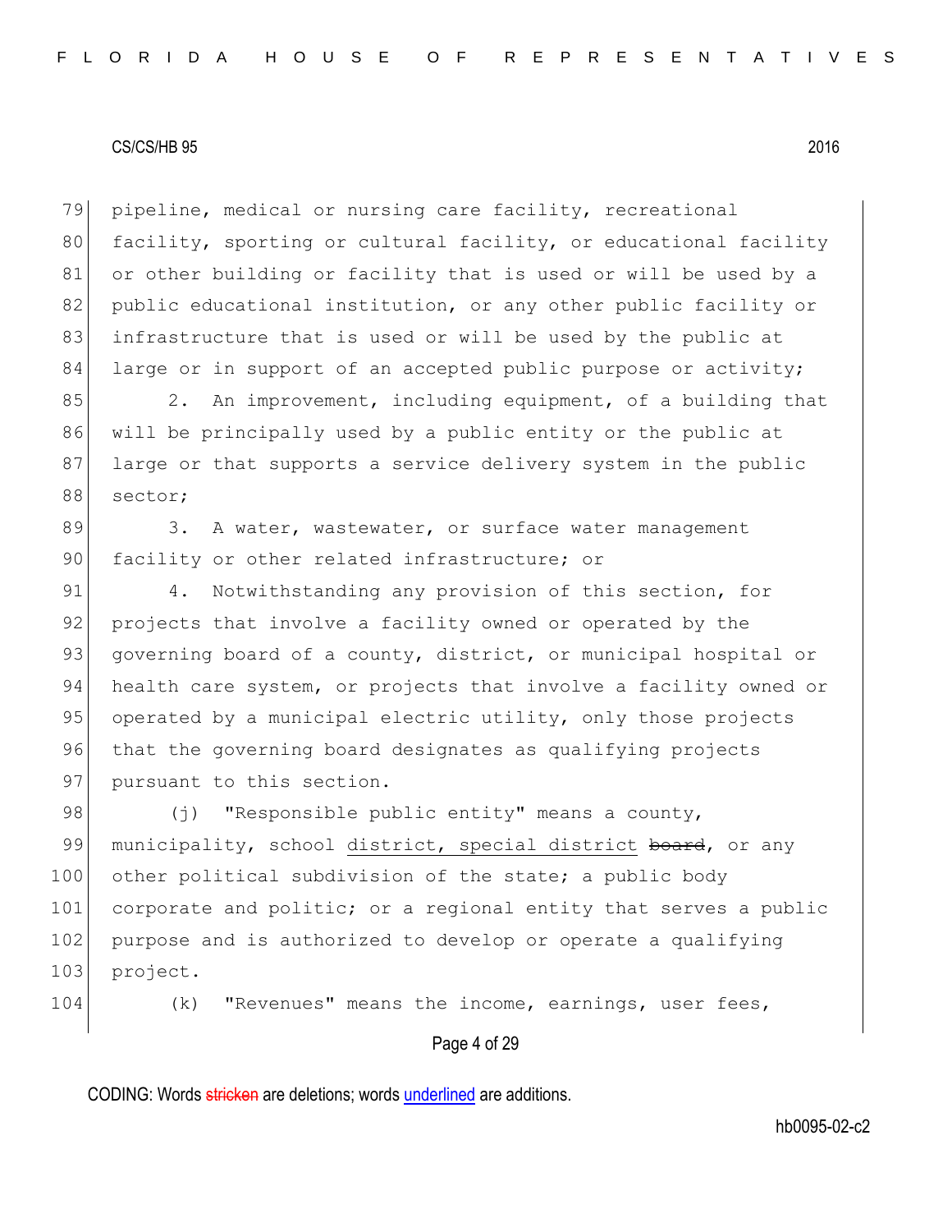pipeline, medical or nursing care facility, recreational facility, sporting or cultural facility, or educational facility or other building or facility that is used or will be used by a public educational institution, or any other public facility or infrastructure that is used or will be used by the public at large or in support of an accepted public purpose or activity;

2. An improvement, including equipment, of a building that will be principally used by a public entity or the public at large or that supports a service delivery system in the public sector;

3. A water, wastewater, or surface water management facility or other related infrastructure; or

4. Notwithstanding any provision of this section, for projects that involve a facility owned or operated by the governing board of a county, district, or municipal hospital or health care system, or projects that involve a facility owned or operated by a municipal electric utility, only those projects that the governing board designates as qualifying projects pursuant to this section.

(j) "Responsible public entity" means a county, municipality, school district, special district ~~board~~, or any other political subdivision of the state; a public body corporate and politic; or a regional entity that serves a public purpose and is authorized to develop or operate a qualifying project.

(k) "Revenues" means the income, earnings, user fees,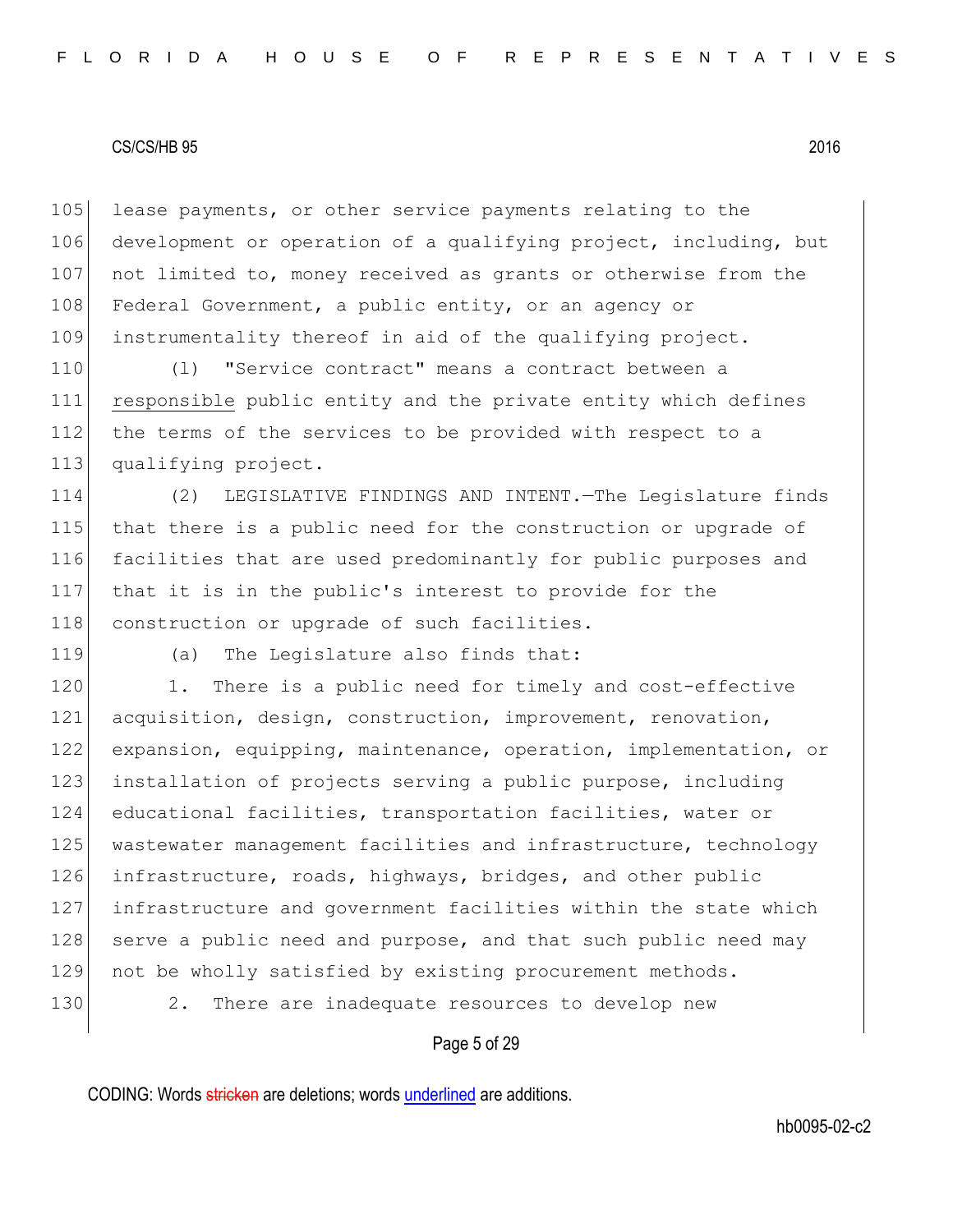lease payments, or other service payments relating to the development or operation of a qualifying project, including, but not limited to, money received as grants or otherwise from the Federal Government, a public entity, or an agency or instrumentality thereof in aid of the qualifying project.

(l) "Service contract" means a contract between a <u>responsible</u> public entity and the private entity which defines the terms of the services to be provided with respect to a qualifying project.

(2) LEGISLATIVE FINDINGS AND INTENT.—The Legislature finds that there is a public need for the construction or upgrade of facilities that are used predominantly for public purposes and that it is in the public's interest to provide for the construction or upgrade of such facilities.

(a) The Legislature also finds that:

1. There is a public need for timely and cost-effective acquisition, design, construction, improvement, renovation, expansion, equipping, maintenance, operation, implementation, or installation of projects serving a public purpose, including educational facilities, transportation facilities, water or wastewater management facilities and infrastructure, technology infrastructure, roads, highways, bridges, and other public infrastructure and government facilities within the state which serve a public need and purpose, and that such public need may not be wholly satisfied by existing procurement methods.

2. There are inadequate resources to develop new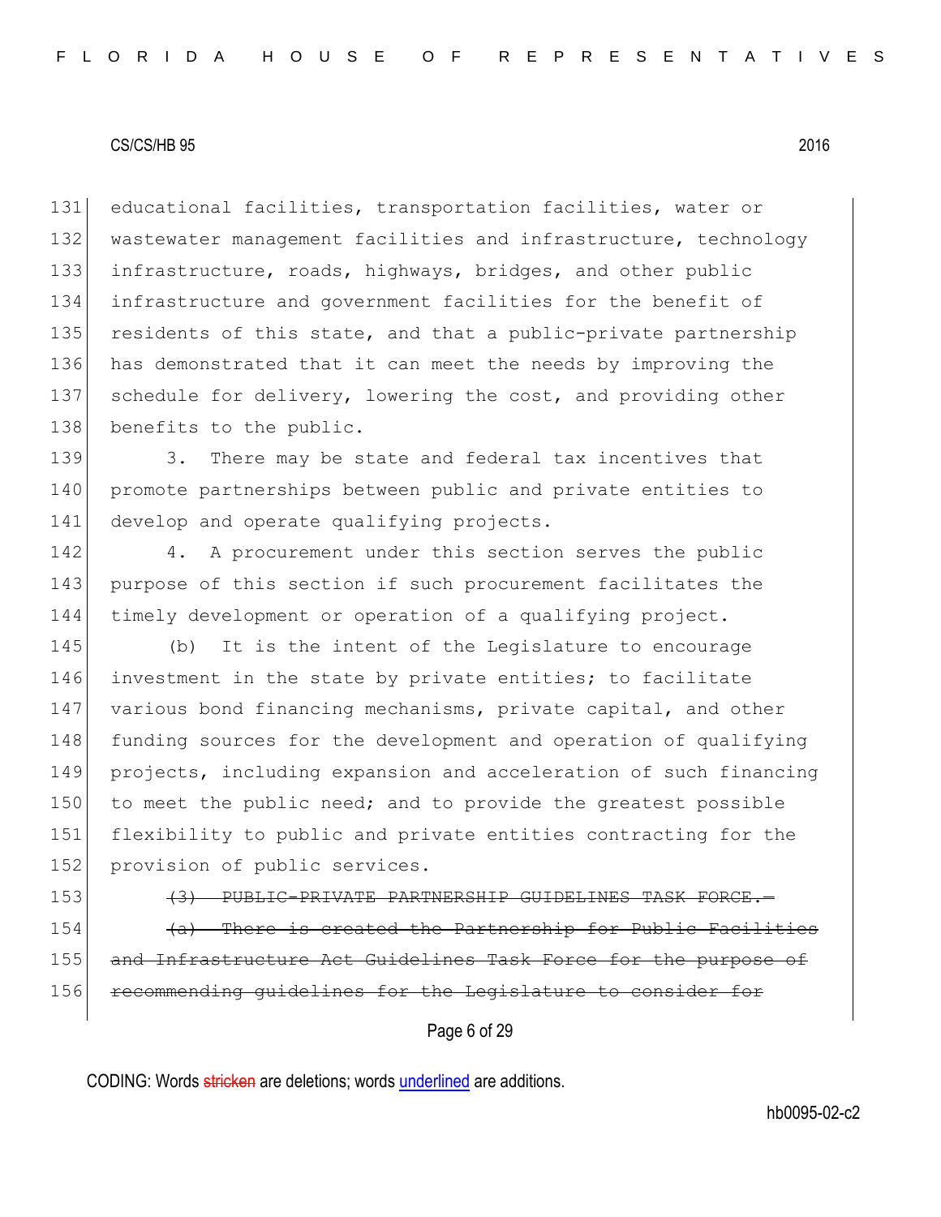educational facilities, transportation facilities, water or wastewater management facilities and infrastructure, technology infrastructure, roads, highways, bridges, and other public infrastructure and government facilities for the benefit of residents of this state, and that a public-private partnership has demonstrated that it can meet the needs by improving the schedule for delivery, lowering the cost, and providing other benefits to the public.

3. There may be state and federal tax incentives that promote partnerships between public and private entities to develop and operate qualifying projects.

4. A procurement under this section serves the public purpose of this section if such procurement facilitates the timely development or operation of a qualifying project.

(b) It is the intent of the Legislature to encourage investment in the state by private entities; to facilitate various bond financing mechanisms, private capital, and other funding sources for the development and operation of qualifying projects, including expansion and acceleration of such financing to meet the public need; and to provide the greatest possible flexibility to public and private entities contracting for the provision of public services.

~~(3) PUBLIC-PRIVATE PARTNERSHIP GUIDELINES TASK FORCE.—~~

~~(a) There is created the Partnership for Public Facilities and Infrastructure Act Guidelines Task Force for the purpose of recommending guidelines for the Legislature to consider for~~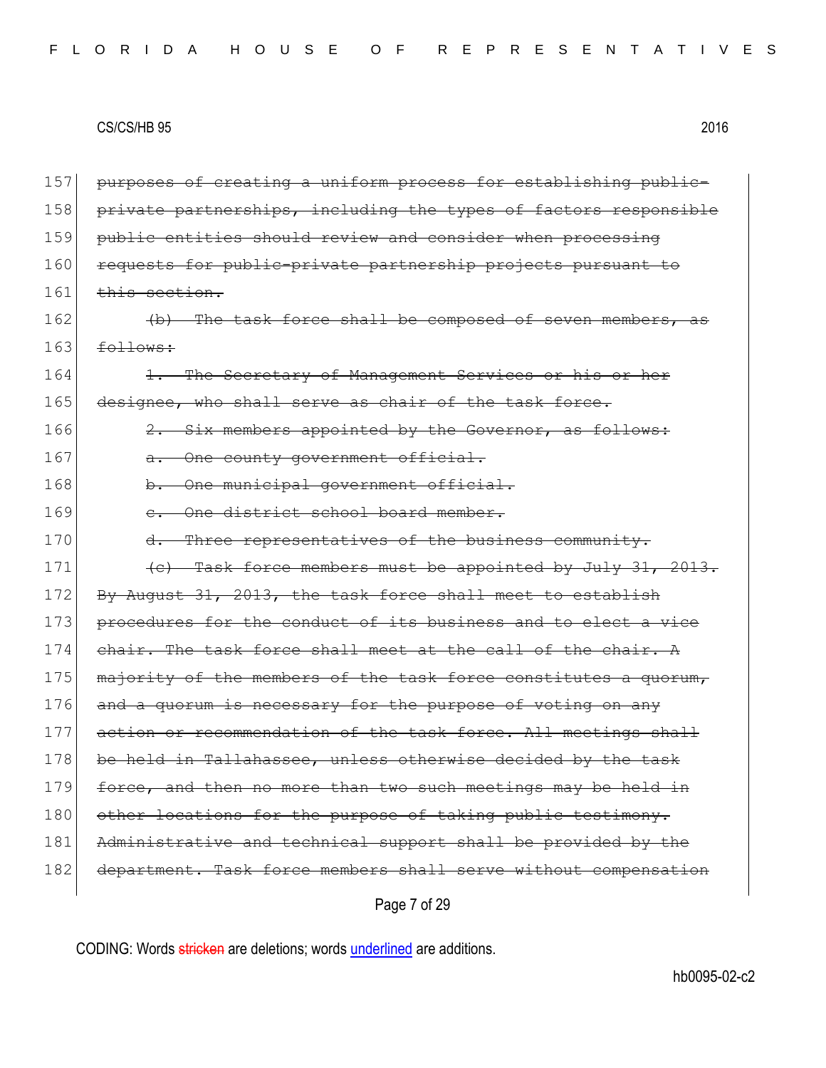157 ~~purposes of creating a uniform process for establishing public-~~
158 ~~private partnerships, including the types of factors responsible~~
159 ~~public entities should review and consider when processing~~
160 ~~requests for public-private partnership projects pursuant to~~
161 ~~this section.~~

162 ~~(b) The task force shall be composed of seven members, as~~
163 ~~follows:~~

164 ~~1. The Secretary of Management Services or his or her~~
165 ~~designee, who shall serve as chair of the task force.~~

166 ~~2. Six members appointed by the Governor, as follows:~~

167 ~~a. One county government official.~~

168 ~~b. One municipal government official.~~

169 ~~c. One district school board member.~~

170 ~~d. Three representatives of the business community.~~

171 ~~(c) Task force members must be appointed by July 31, 2013.~~
172 ~~By August 31, 2013, the task force shall meet to establish~~
173 ~~procedures for the conduct of its business and to elect a vice~~
174 ~~chair. The task force shall meet at the call of the chair. A~~
175 ~~majority of the members of the task force constitutes a quorum,~~
176 ~~and a quorum is necessary for the purpose of voting on any~~
177 ~~action or recommendation of the task force. All meetings shall~~
178 ~~be held in Tallahassee, unless otherwise decided by the task~~
179 ~~force, and then no more than two such meetings may be held in~~
180 ~~other locations for the purpose of taking public testimony.~~
181 ~~Administrative and technical support shall be provided by the~~
182 ~~department. Task force members shall serve without compensation~~

CODING: Words ~~stricken~~ are deletions; words <u>underlined</u> are additions.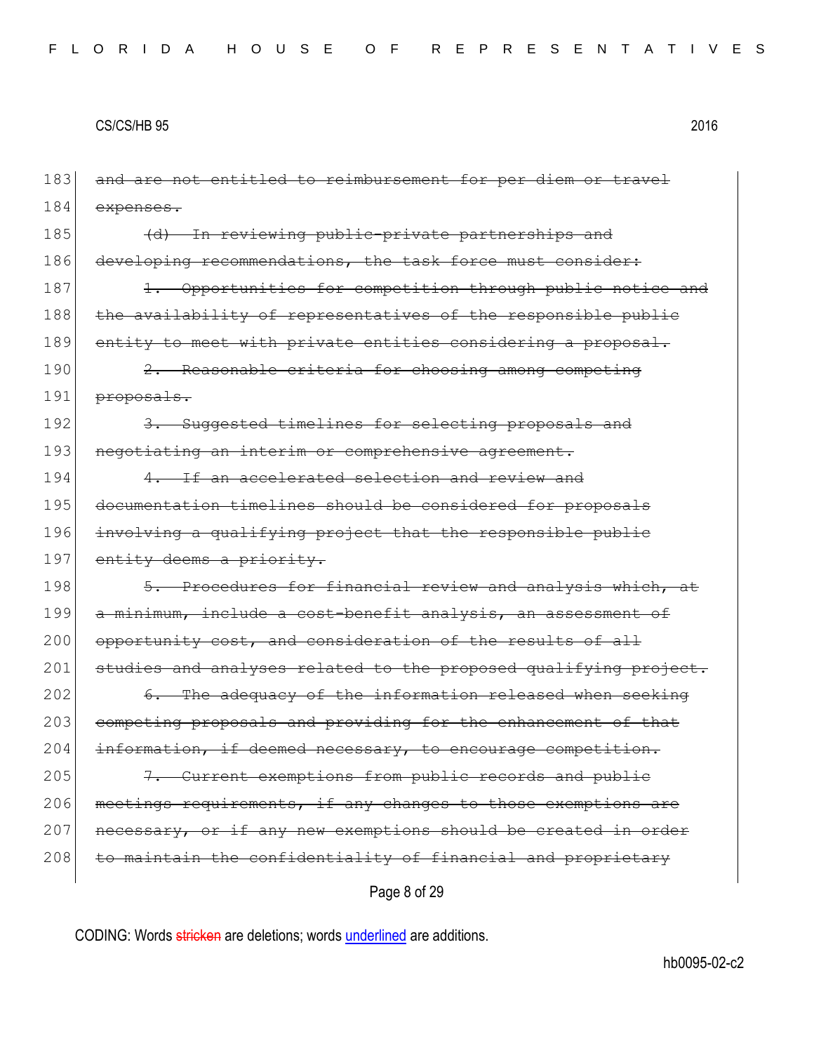183 ~~and are not entitled to reimbursement for per diem or travel~~
184 ~~expenses.~~
185 ~~(d) In reviewing public-private partnerships and~~
186 ~~developing recommendations, the task force must consider:~~
187 ~~1. Opportunities for competition through public notice and~~
188 ~~the availability of representatives of the responsible public~~
189 ~~entity to meet with private entities considering a proposal.~~
190 ~~2. Reasonable criteria for choosing among competing~~
191 ~~proposals.~~
192 ~~3. Suggested timelines for selecting proposals and~~
193 ~~negotiating an interim or comprehensive agreement.~~
194 ~~4. If an accelerated selection and review and~~
195 ~~documentation timelines should be considered for proposals~~
196 ~~involving a qualifying project that the responsible public~~
197 ~~entity deems a priority.~~
198 ~~5. Procedures for financial review and analysis which, at~~
199 ~~a minimum, include a cost-benefit analysis, an assessment of~~
200 ~~opportunity cost, and consideration of the results of all~~
201 ~~studies and analyses related to the proposed qualifying project.~~
202 ~~6. The adequacy of the information released when seeking~~
203 ~~competing proposals and providing for the enhancement of that~~
204 ~~information, if deemed necessary, to encourage competition.~~
205 ~~7. Current exemptions from public records and public~~
206 ~~meetings requirements, if any changes to those exemptions are~~
207 ~~necessary, or if any new exemptions should be created in order~~
208 ~~to maintain the confidentiality of financial and proprietary~~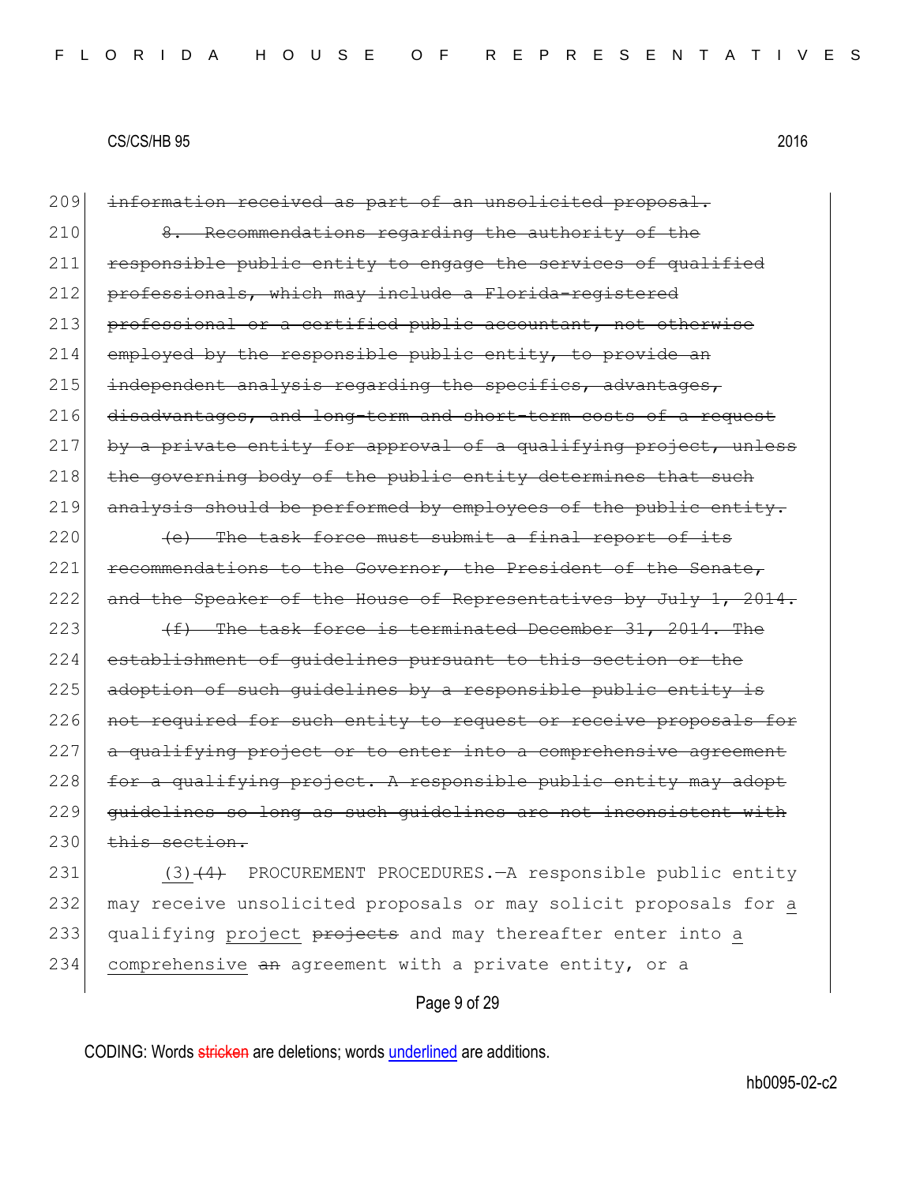209 ~~information received as part of an unsolicited proposal.~~

210 ~~8. Recommendations regarding the authority of the~~
211 ~~responsible public entity to engage the services of qualified~~
212 ~~professionals, which may include a Florida-registered~~
213 ~~professional or a certified public accountant, not otherwise~~
214 ~~employed by the responsible public entity, to provide an~~
215 ~~independent analysis regarding the specifics, advantages,~~
216 ~~disadvantages, and long-term and short-term costs of a request~~
217 ~~by a private entity for approval of a qualifying project, unless~~
218 ~~the governing body of the public entity determines that such~~
219 ~~analysis should be performed by employees of the public entity.~~

220 ~~(e) The task force must submit a final report of its~~
221 ~~recommendations to the Governor, the President of the Senate,~~
222 ~~and the Speaker of the House of Representatives by July 1, 2014.~~

223 ~~(f) The task force is terminated December 31, 2014. The~~
224 ~~establishment of guidelines pursuant to this section or the~~
225 ~~adoption of such guidelines by a responsible public entity is~~
226 ~~not required for such entity to request or receive proposals for~~
227 ~~a qualifying project or to enter into a comprehensive agreement~~
228 ~~for a qualifying project. A responsible public entity may adopt~~
229 ~~guidelines so long as such guidelines are not inconsistent with~~
230 ~~this section.~~

231 <u>(3)</u>~~(4)~~ PROCUREMENT PROCEDURES.—A responsible public entity
232 may receive unsolicited proposals or may solicit proposals for <u>a</u>
233 qualifying <u>project</u> ~~projects~~ and may thereafter enter into <u>a</u>
234 <u>comprehensive</u> ~~an~~ agreement with a private entity, or a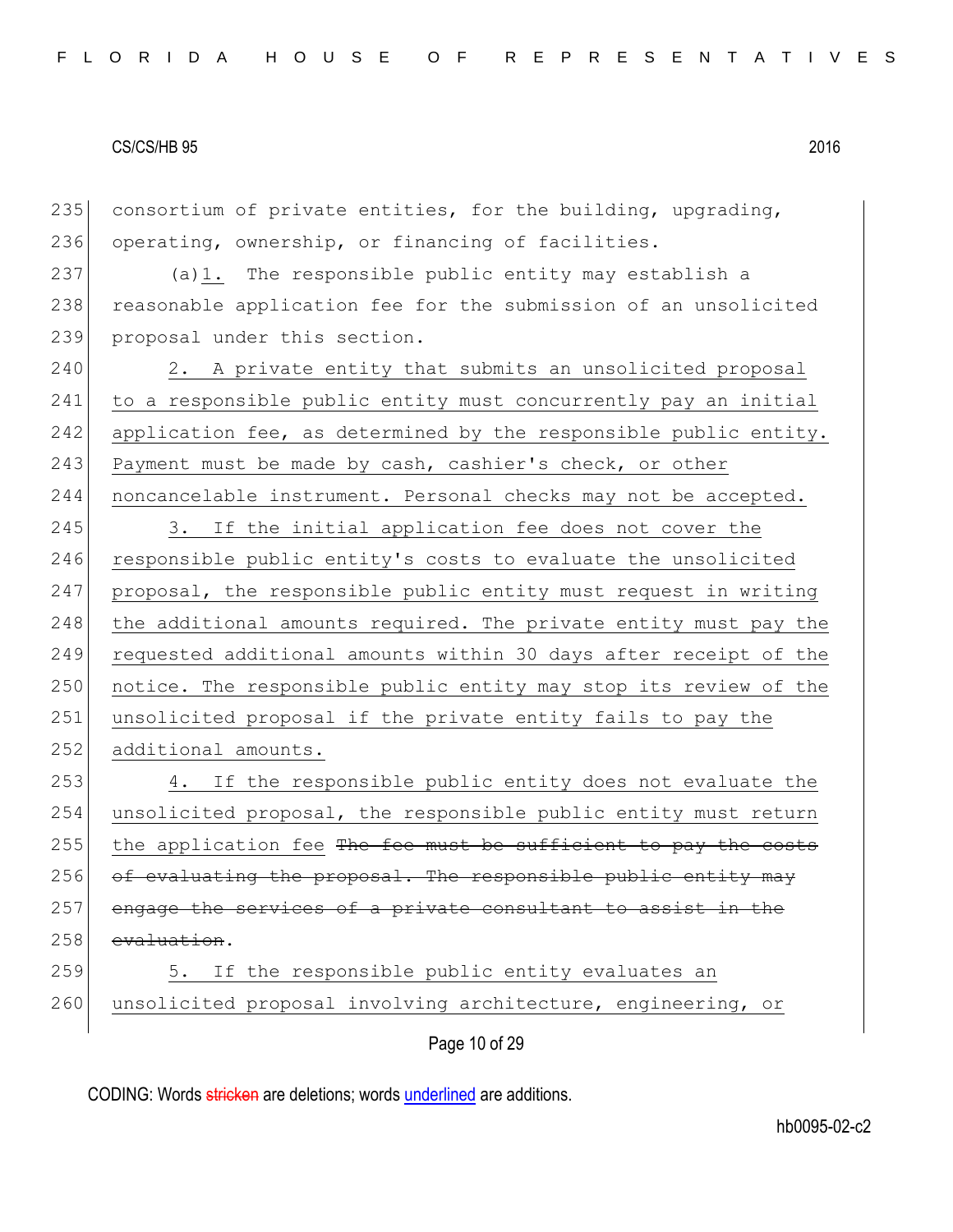consortium of private entities, for the building, upgrading, operating, ownership, or financing of facilities.

(a)1. The responsible public entity may establish a reasonable application fee for the submission of an unsolicited proposal under this section.

2. A private entity that submits an unsolicited proposal to a responsible public entity must concurrently pay an initial application fee, as determined by the responsible public entity. Payment must be made by cash, cashier's check, or other noncancelable instrument. Personal checks may not be accepted.

3. If the initial application fee does not cover the responsible public entity's costs to evaluate the unsolicited proposal, the responsible public entity must request in writing the additional amounts required. The private entity must pay the requested additional amounts within 30 days after receipt of the notice. The responsible public entity may stop its review of the unsolicited proposal if the private entity fails to pay the additional amounts.

4. If the responsible public entity does not evaluate the unsolicited proposal, the responsible public entity must return the application fee ~~The fee must be sufficient to pay the costs of evaluating the proposal. The responsible public entity may engage the services of a private consultant to assist in the evaluation~~.

5. If the responsible public entity evaluates an unsolicited proposal involving architecture, engineering, or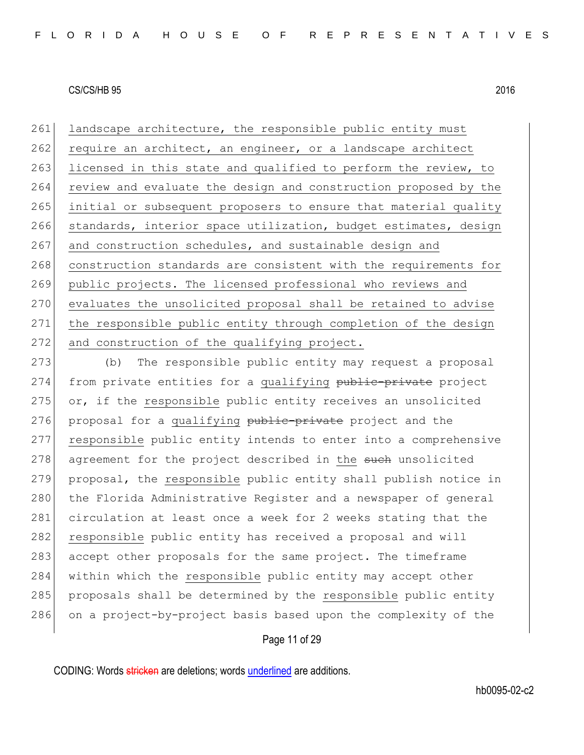landscape architecture, the responsible public entity must require an architect, an engineer, or a landscape architect licensed in this state and qualified to perform the review, to review and evaluate the design and construction proposed by the initial or subsequent proposers to ensure that material quality standards, interior space utilization, budget estimates, design and construction schedules, and sustainable design and construction standards are consistent with the requirements for public projects. The licensed professional who reviews and evaluates the unsolicited proposal shall be retained to advise the responsible public entity through completion of the design and construction of the qualifying project.

(b) The responsible public entity may request a proposal from private entities for a qualifying ~~public-private~~ project or, if the responsible public entity receives an unsolicited proposal for a qualifying ~~public-private~~ project and the responsible public entity intends to enter into a comprehensive agreement for the project described in the ~~such~~ unsolicited proposal, the responsible public entity shall publish notice in the Florida Administrative Register and a newspaper of general circulation at least once a week for 2 weeks stating that the responsible public entity has received a proposal and will accept other proposals for the same project. The timeframe within which the responsible public entity may accept other proposals shall be determined by the responsible public entity on a project-by-project basis based upon the complexity of the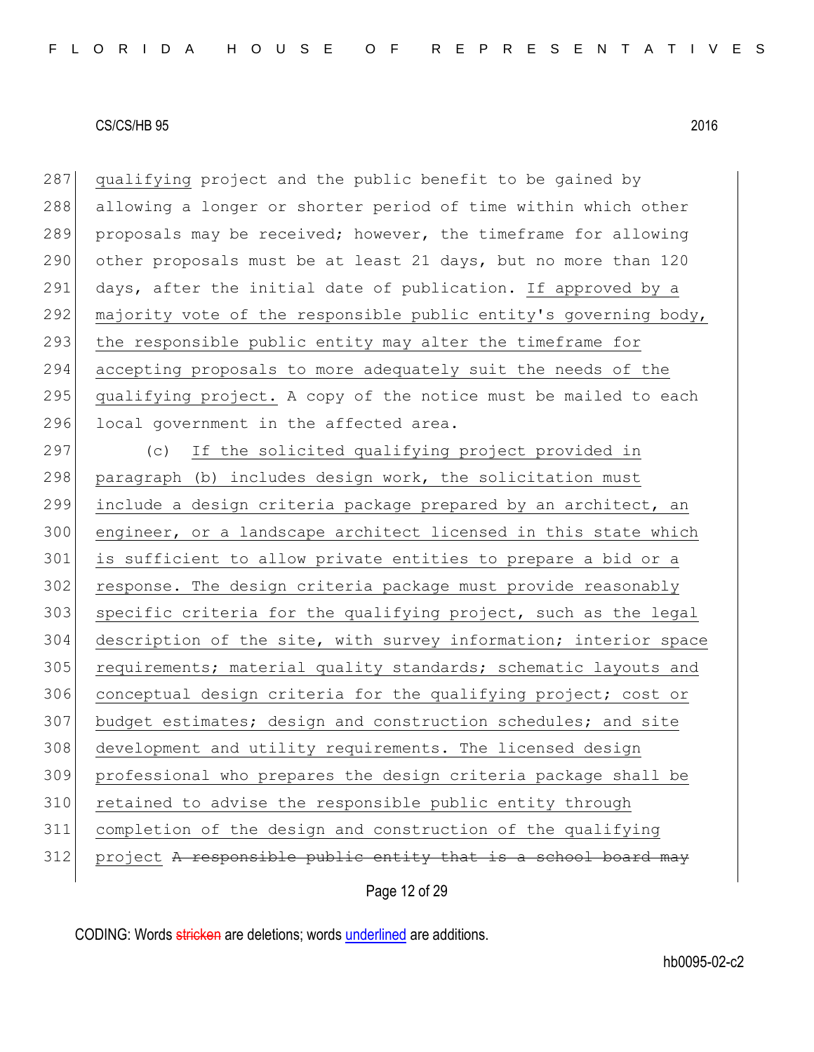qualifying project and the public benefit to be gained by allowing a longer or shorter period of time within which other proposals may be received; however, the timeframe for allowing other proposals must be at least 21 days, but no more than 120 days, after the initial date of publication. If approved by a majority vote of the responsible public entity's governing body, the responsible public entity may alter the timeframe for accepting proposals to more adequately suit the needs of the qualifying project. A copy of the notice must be mailed to each local government in the affected area.

(c) If the solicited qualifying project provided in paragraph (b) includes design work, the solicitation must include a design criteria package prepared by an architect, an engineer, or a landscape architect licensed in this state which is sufficient to allow private entities to prepare a bid or a response. The design criteria package must provide reasonably specific criteria for the qualifying project, such as the legal description of the site, with survey information; interior space requirements; material quality standards; schematic layouts and conceptual design criteria for the qualifying project; cost or budget estimates; design and construction schedules; and site development and utility requirements. The licensed design professional who prepares the design criteria package shall be retained to advise the responsible public entity through completion of the design and construction of the qualifying project ~~A responsible public entity that is a school board may~~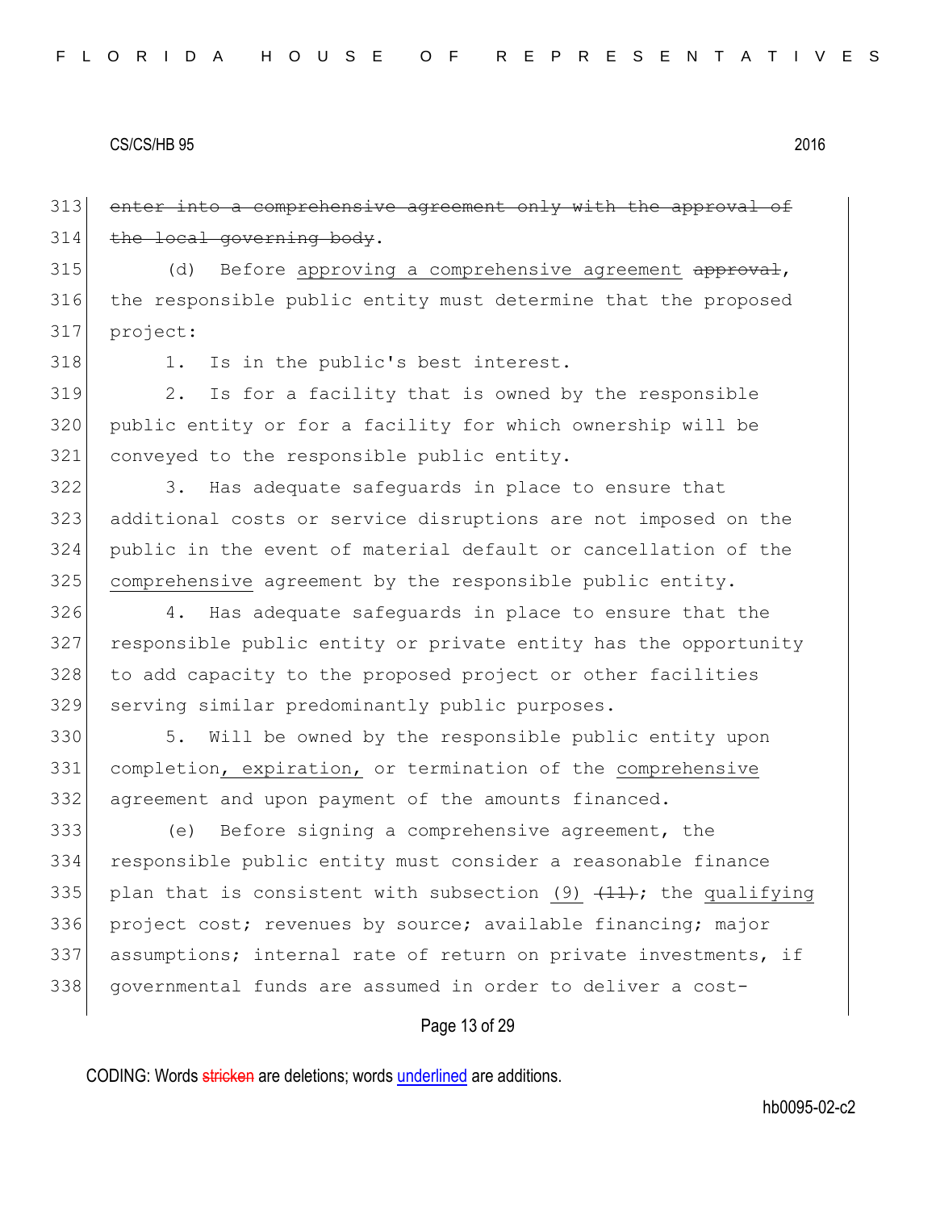313 ~~enter into a comprehensive agreement only with the approval of~~
314 ~~the local governing body~~.

315 (d) Before approving a comprehensive agreement ~~approval~~,
316 the responsible public entity must determine that the proposed
317 project:

318 1. Is in the public's best interest.

319 2. Is for a facility that is owned by the responsible
320 public entity or for a facility for which ownership will be
321 conveyed to the responsible public entity.

322 3. Has adequate safeguards in place to ensure that
323 additional costs or service disruptions are not imposed on the
324 public in the event of material default or cancellation of the
325 comprehensive agreement by the responsible public entity.

326 4. Has adequate safeguards in place to ensure that the
327 responsible public entity or private entity has the opportunity
328 to add capacity to the proposed project or other facilities
329 serving similar predominantly public purposes.

330 5. Will be owned by the responsible public entity upon
331 completion, expiration, or termination of the comprehensive
332 agreement and upon payment of the amounts financed.

333 (e) Before signing a comprehensive agreement, the
334 responsible public entity must consider a reasonable finance
335 plan that is consistent with subsection (9) ~~(11)~~; the qualifying
336 project cost; revenues by source; available financing; major
337 assumptions; internal rate of return on private investments, if
338 governmental funds are assumed in order to deliver a cost-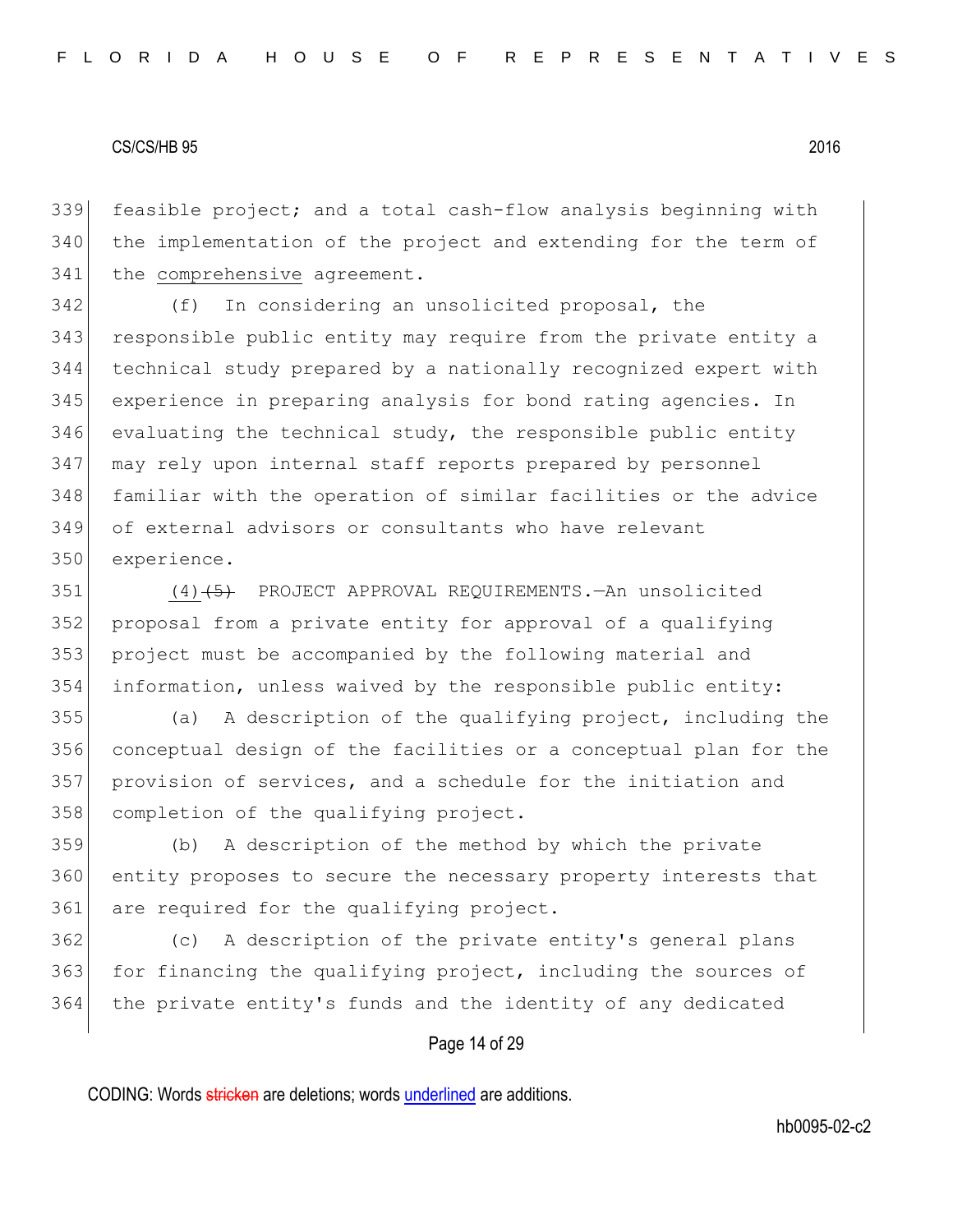feasible project; and a total cash-flow analysis beginning with the implementation of the project and extending for the term of the <u>comprehensive</u> agreement.

(f) In considering an unsolicited proposal, the responsible public entity may require from the private entity a technical study prepared by a nationally recognized expert with experience in preparing analysis for bond rating agencies. In evaluating the technical study, the responsible public entity may rely upon internal staff reports prepared by personnel familiar with the operation of similar facilities or the advice of external advisors or consultants who have relevant experience.

<u>(4)</u>~~(5)~~ PROJECT APPROVAL REQUIREMENTS.—An unsolicited proposal from a private entity for approval of a qualifying project must be accompanied by the following material and information, unless waived by the responsible public entity:

(a) A description of the qualifying project, including the conceptual design of the facilities or a conceptual plan for the provision of services, and a schedule for the initiation and completion of the qualifying project.

(b) A description of the method by which the private entity proposes to secure the necessary property interests that are required for the qualifying project.

(c) A description of the private entity's general plans for financing the qualifying project, including the sources of the private entity's funds and the identity of any dedicated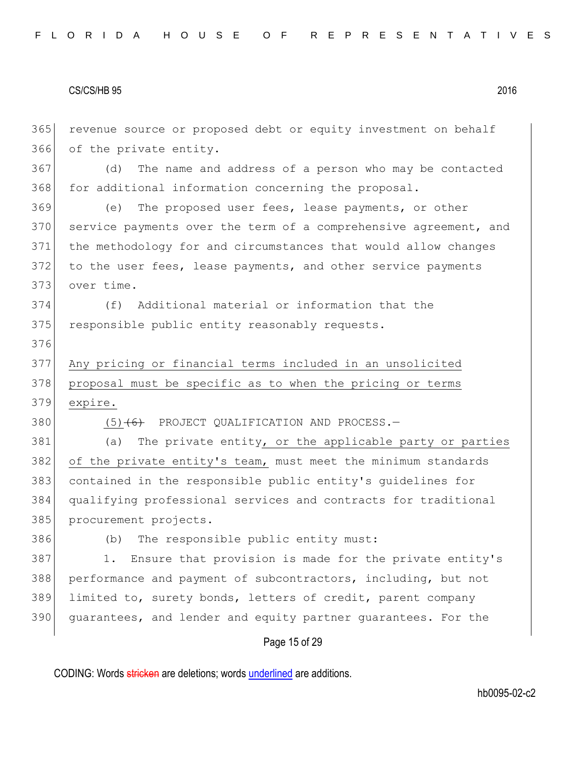revenue source or proposed debt or equity investment on behalf of the private entity.

(d) The name and address of a person who may be contacted for additional information concerning the proposal.

(e) The proposed user fees, lease payments, or other service payments over the term of a comprehensive agreement, and the methodology for and circumstances that would allow changes to the user fees, lease payments, and other service payments over time.

(f) Additional material or information that the responsible public entity reasonably requests.

<u>Any pricing or financial terms included in an unsolicited proposal must be specific as to when the pricing or terms expire.</u>

<u>(5)</u>~~(6)~~ PROJECT QUALIFICATION AND PROCESS.—

(a) The private entity<u>, or the applicable party or parties of the private entity's team,</u> must meet the minimum standards contained in the responsible public entity's guidelines for qualifying professional services and contracts for traditional procurement projects.

(b) The responsible public entity must:

1. Ensure that provision is made for the private entity's performance and payment of subcontractors, including, but not limited to, surety bonds, letters of credit, parent company guarantees, and lender and equity partner guarantees. For the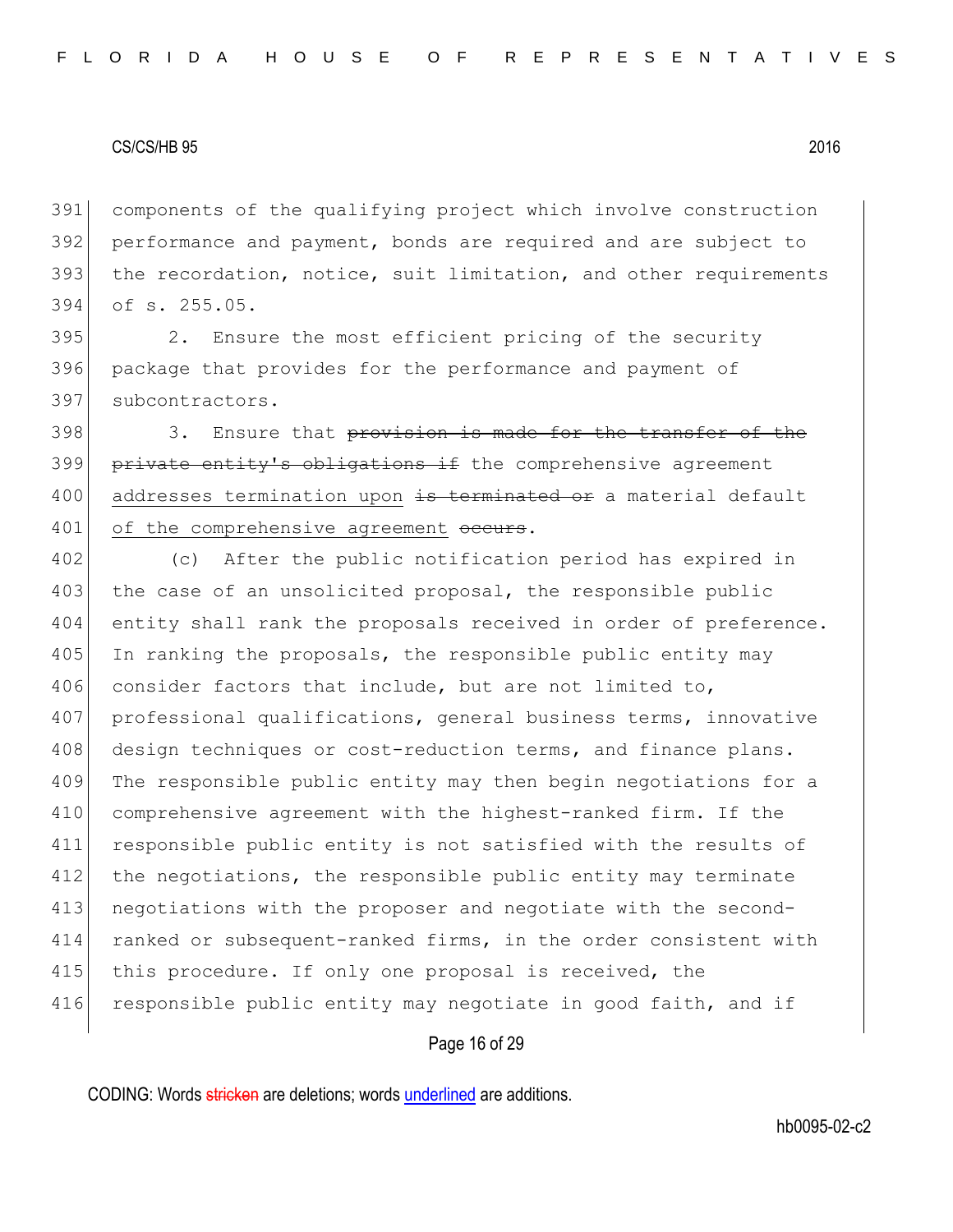components of the qualifying project which involve construction performance and payment, bonds are required and are subject to the recordation, notice, suit limitation, and other requirements of s. 255.05.

2. Ensure the most efficient pricing of the security package that provides for the performance and payment of subcontractors.

3. Ensure that ~~provision is made for the transfer of the private entity's obligations if~~ the comprehensive agreement addresses termination upon ~~is terminated or~~ a material default of the comprehensive agreement ~~occurs~~.

(c) After the public notification period has expired in the case of an unsolicited proposal, the responsible public entity shall rank the proposals received in order of preference. In ranking the proposals, the responsible public entity may consider factors that include, but are not limited to, professional qualifications, general business terms, innovative design techniques or cost-reduction terms, and finance plans. The responsible public entity may then begin negotiations for a comprehensive agreement with the highest-ranked firm. If the responsible public entity is not satisfied with the results of the negotiations, the responsible public entity may terminate negotiations with the proposer and negotiate with the second-ranked or subsequent-ranked firms, in the order consistent with this procedure. If only one proposal is received, the responsible public entity may negotiate in good faith, and if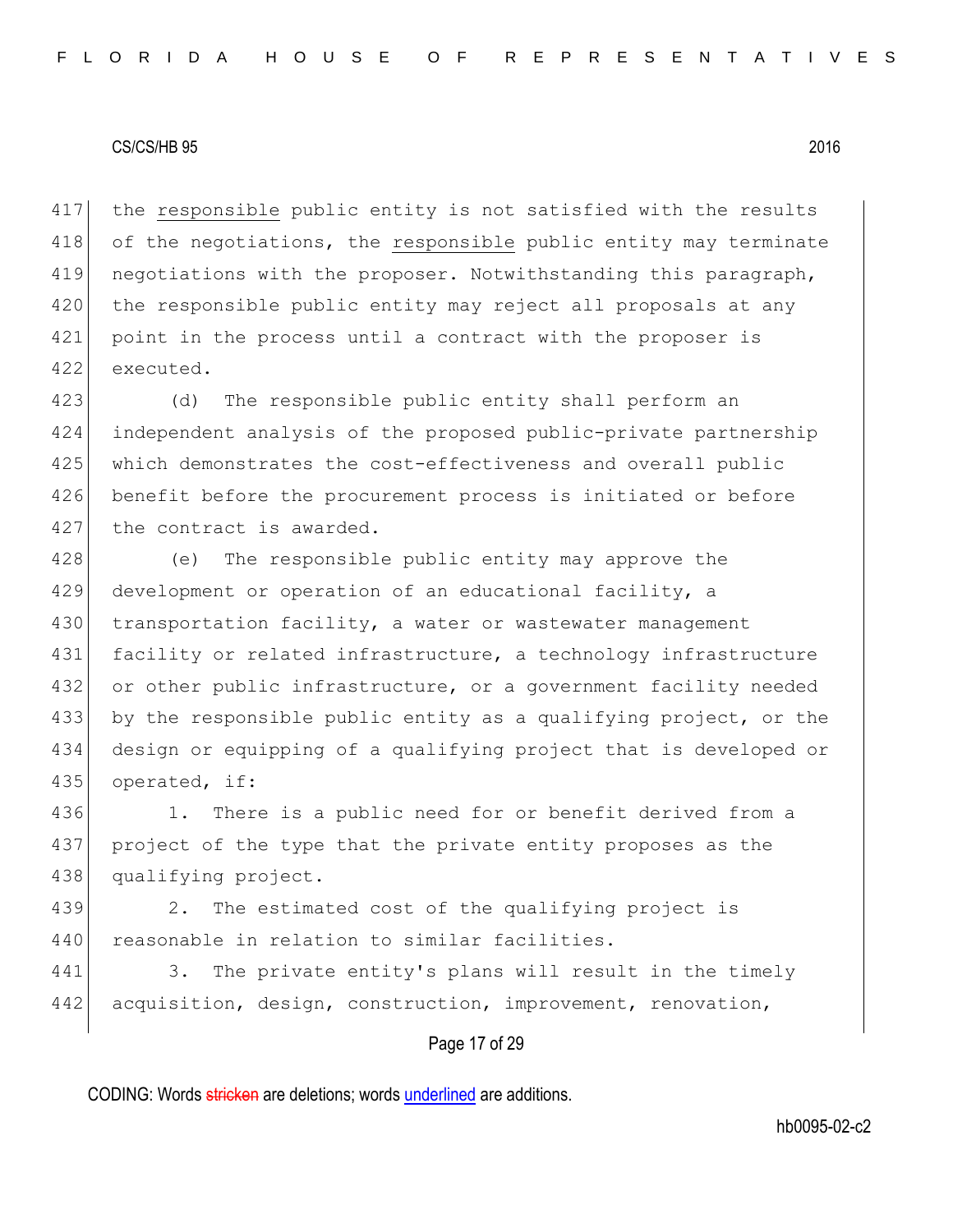the <u>responsible</u> public entity is not satisfied with the results of the negotiations, the <u>responsible</u> public entity may terminate negotiations with the proposer. Notwithstanding this paragraph, the responsible public entity may reject all proposals at any point in the process until a contract with the proposer is executed.

(d) The responsible public entity shall perform an independent analysis of the proposed public-private partnership which demonstrates the cost-effectiveness and overall public benefit before the procurement process is initiated or before the contract is awarded.

(e) The responsible public entity may approve the development or operation of an educational facility, a transportation facility, a water or wastewater management facility or related infrastructure, a technology infrastructure or other public infrastructure, or a government facility needed by the responsible public entity as a qualifying project, or the design or equipping of a qualifying project that is developed or operated, if:

1. There is a public need for or benefit derived from a project of the type that the private entity proposes as the qualifying project.

2. The estimated cost of the qualifying project is reasonable in relation to similar facilities.

3. The private entity's plans will result in the timely acquisition, design, construction, improvement, renovation,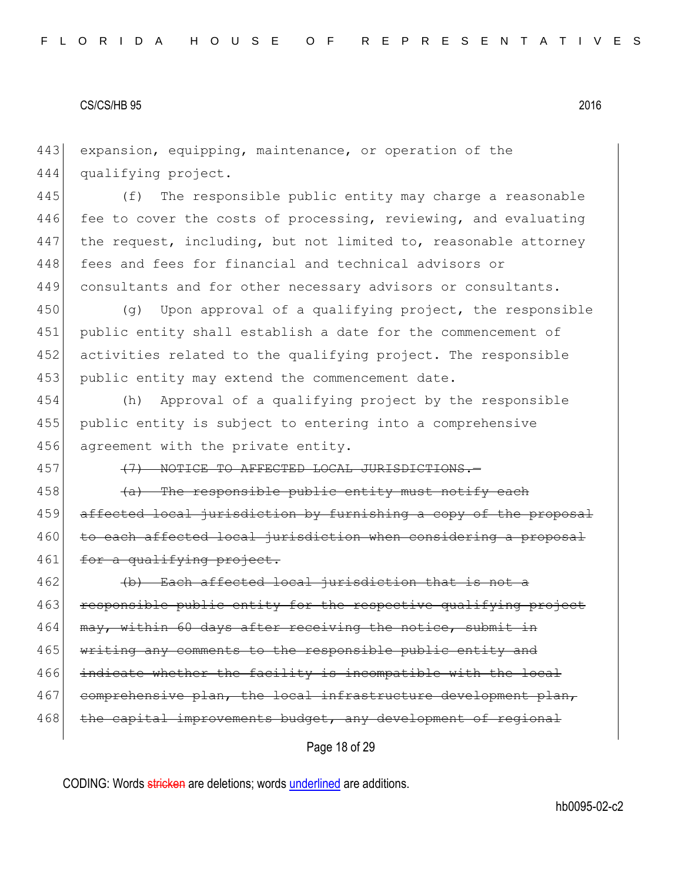443 expansion, equipping, maintenance, or operation of the
444 qualifying project.

445 (f) The responsible public entity may charge a reasonable
446 fee to cover the costs of processing, reviewing, and evaluating
447 the request, including, but not limited to, reasonable attorney
448 fees and fees for financial and technical advisors or
449 consultants and for other necessary advisors or consultants.

450 (g) Upon approval of a qualifying project, the responsible
451 public entity shall establish a date for the commencement of
452 activities related to the qualifying project. The responsible
453 public entity may extend the commencement date.

454 (h) Approval of a qualifying project by the responsible
455 public entity is subject to entering into a comprehensive
456 agreement with the private entity.

457 ~~(7) NOTICE TO AFFECTED LOCAL JURISDICTIONS.—~~

458 ~~(a) The responsible public entity must notify each~~
459 ~~affected local jurisdiction by furnishing a copy of the proposal~~
460 ~~to each affected local jurisdiction when considering a proposal~~
461 ~~for a qualifying project.~~

462 ~~(b) Each affected local jurisdiction that is not a~~
463 ~~responsible public entity for the respective qualifying project~~
464 ~~may, within 60 days after receiving the notice, submit in~~
465 ~~writing any comments to the responsible public entity and~~
466 ~~indicate whether the facility is incompatible with the local~~
467 ~~comprehensive plan, the local infrastructure development plan,~~
468 ~~the capital improvements budget, any development of regional~~

CODING: Words ~~stricken~~ are deletions; words underlined are additions.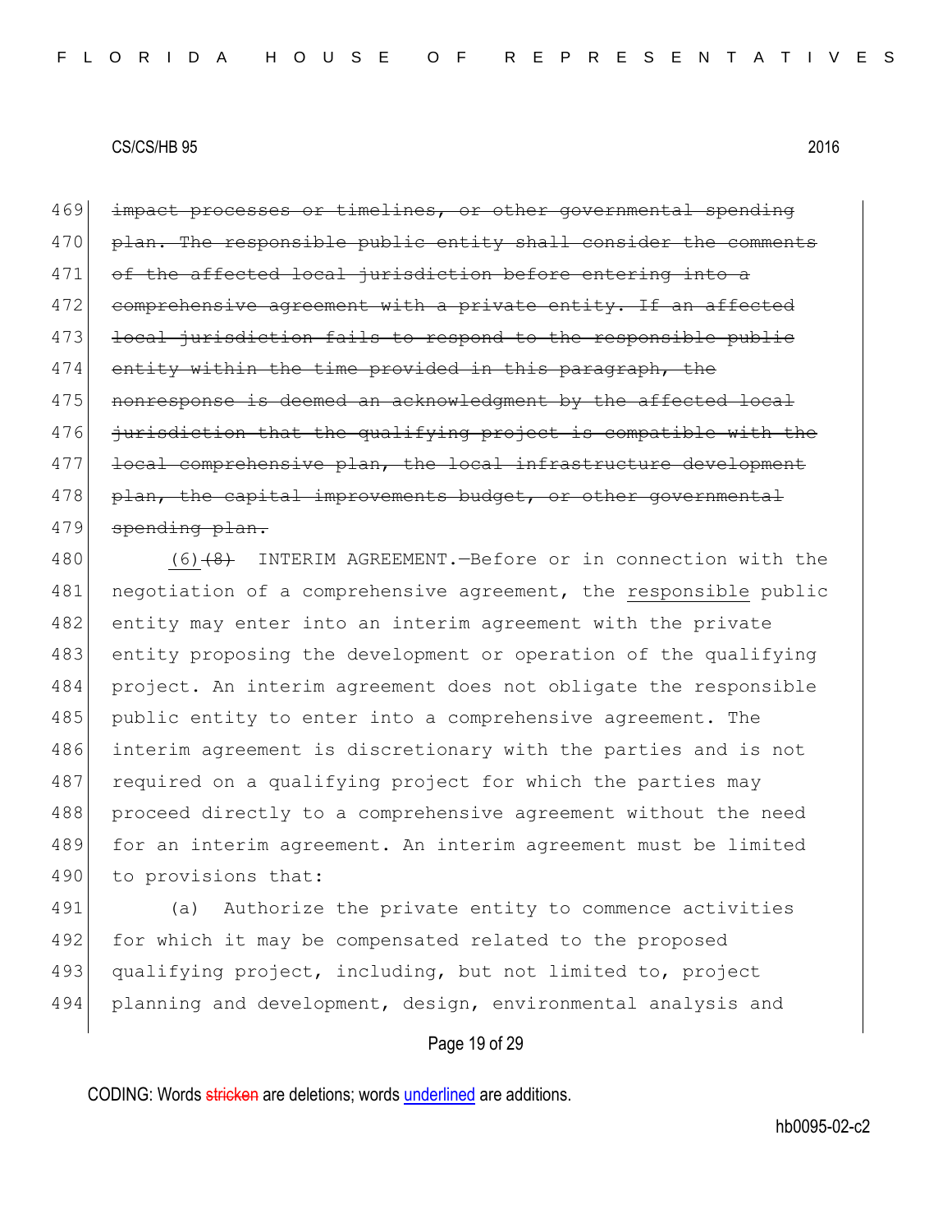~~impact processes or timelines, or other governmental spending plan. The responsible public entity shall consider the comments of the affected local jurisdiction before entering into a comprehensive agreement with a private entity. If an affected local jurisdiction fails to respond to the responsible public entity within the time provided in this paragraph, the nonresponse is deemed an acknowledgment by the affected local jurisdiction that the qualifying project is compatible with the local comprehensive plan, the local infrastructure development plan, the capital improvements budget, or other governmental spending plan.~~

(6)~~(8)~~ INTERIM AGREEMENT.—Before or in connection with the negotiation of a comprehensive agreement, the <u>responsible</u> public entity may enter into an interim agreement with the private entity proposing the development or operation of the qualifying project. An interim agreement does not obligate the responsible public entity to enter into a comprehensive agreement. The interim agreement is discretionary with the parties and is not required on a qualifying project for which the parties may proceed directly to a comprehensive agreement without the need for an interim agreement. An interim agreement must be limited to provisions that:

(a) Authorize the private entity to commence activities for which it may be compensated related to the proposed qualifying project, including, but not limited to, project planning and development, design, environmental analysis and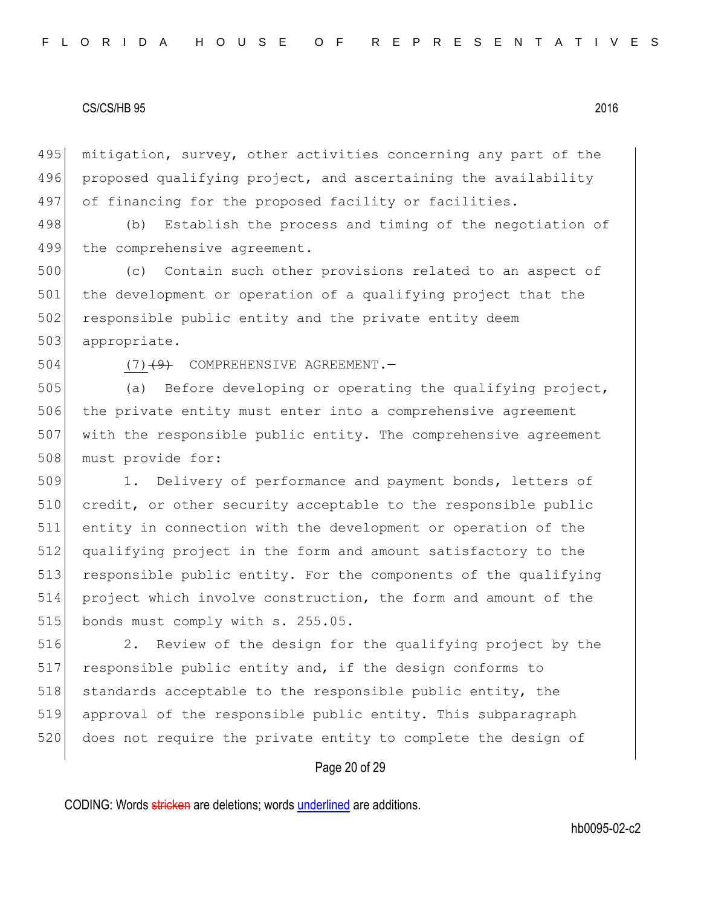mitigation, survey, other activities concerning any part of the proposed qualifying project, and ascertaining the availability of financing for the proposed facility or facilities.

(b) Establish the process and timing of the negotiation of the comprehensive agreement.

(c) Contain such other provisions related to an aspect of the development or operation of a qualifying project that the responsible public entity and the private entity deem appropriate.

(7) ~~(9)~~ COMPREHENSIVE AGREEMENT.—

(a) Before developing or operating the qualifying project, the private entity must enter into a comprehensive agreement with the responsible public entity. The comprehensive agreement must provide for:

1. Delivery of performance and payment bonds, letters of credit, or other security acceptable to the responsible public entity in connection with the development or operation of the qualifying project in the form and amount satisfactory to the responsible public entity. For the components of the qualifying project which involve construction, the form and amount of the bonds must comply with s. 255.05.

2. Review of the design for the qualifying project by the responsible public entity and, if the design conforms to standards acceptable to the responsible public entity, the approval of the responsible public entity. This subparagraph does not require the private entity to complete the design of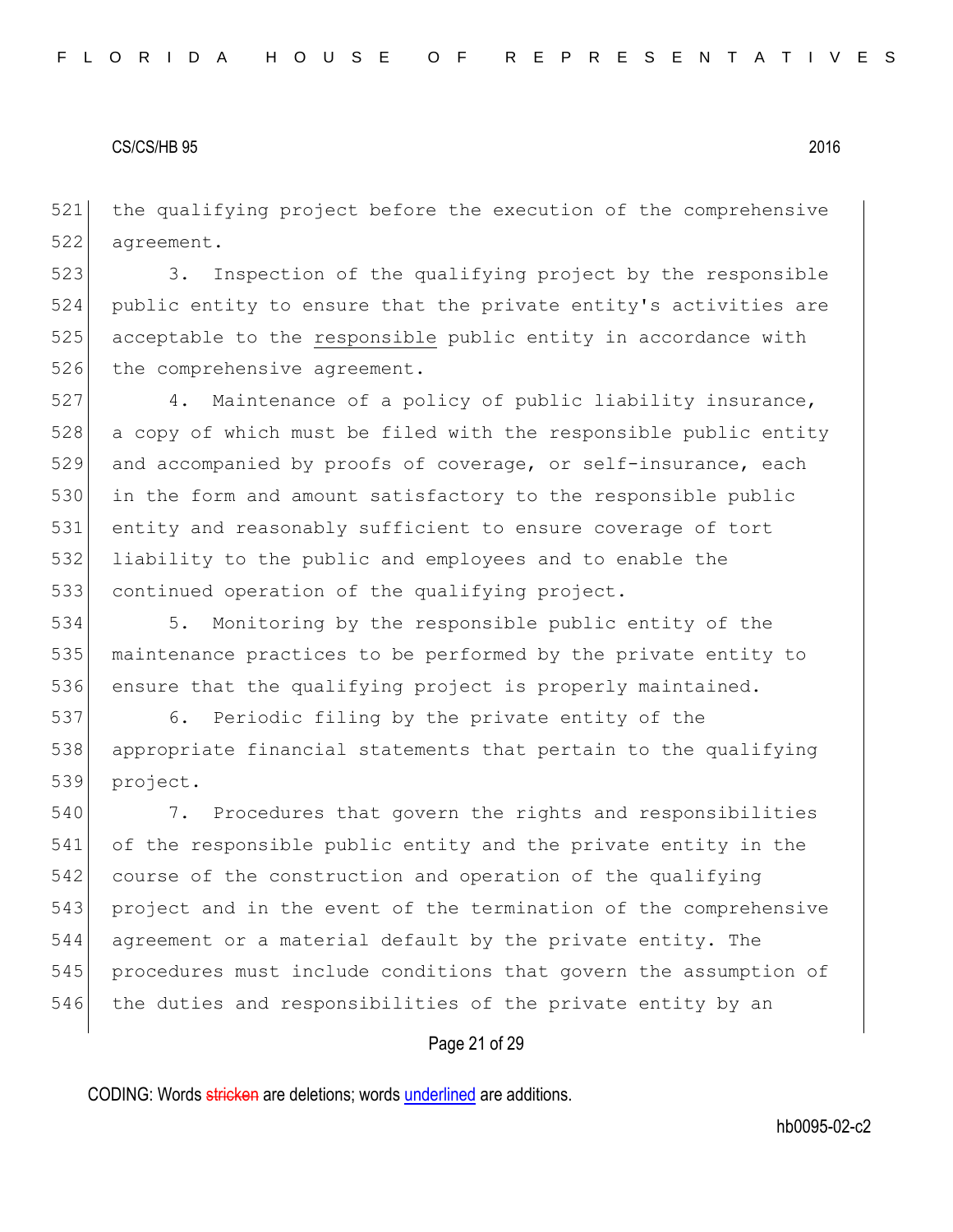the qualifying project before the execution of the comprehensive agreement.

3. Inspection of the qualifying project by the responsible public entity to ensure that the private entity's activities are acceptable to the <u>responsible</u> public entity in accordance with the comprehensive agreement.

4. Maintenance of a policy of public liability insurance, a copy of which must be filed with the responsible public entity and accompanied by proofs of coverage, or self-insurance, each in the form and amount satisfactory to the responsible public entity and reasonably sufficient to ensure coverage of tort liability to the public and employees and to enable the continued operation of the qualifying project.

5. Monitoring by the responsible public entity of the maintenance practices to be performed by the private entity to ensure that the qualifying project is properly maintained.

6. Periodic filing by the private entity of the appropriate financial statements that pertain to the qualifying project.

7. Procedures that govern the rights and responsibilities of the responsible public entity and the private entity in the course of the construction and operation of the qualifying project and in the event of the termination of the comprehensive agreement or a material default by the private entity. The procedures must include conditions that govern the assumption of the duties and responsibilities of the private entity by an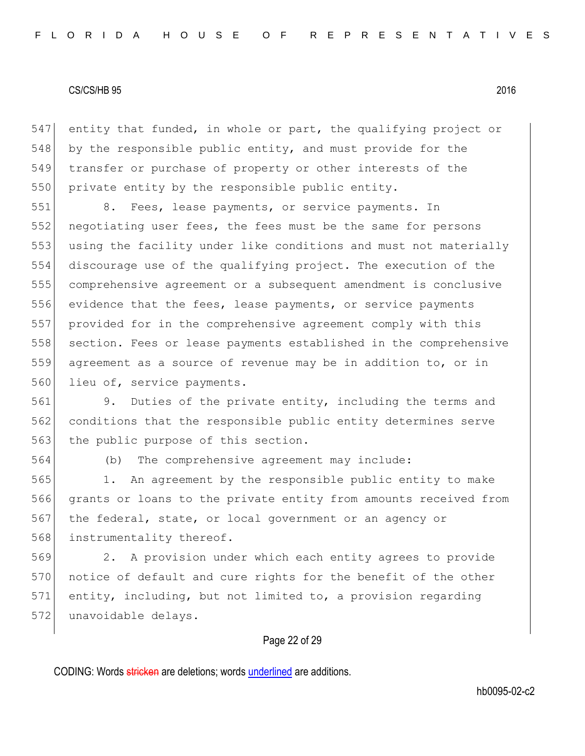entity that funded, in whole or part, the qualifying project or by the responsible public entity, and must provide for the transfer or purchase of property or other interests of the private entity by the responsible public entity.

8. Fees, lease payments, or service payments. In negotiating user fees, the fees must be the same for persons using the facility under like conditions and must not materially discourage use of the qualifying project. The execution of the comprehensive agreement or a subsequent amendment is conclusive evidence that the fees, lease payments, or service payments provided for in the comprehensive agreement comply with this section. Fees or lease payments established in the comprehensive agreement as a source of revenue may be in addition to, or in lieu of, service payments.

9. Duties of the private entity, including the terms and conditions that the responsible public entity determines serve the public purpose of this section.

(b) The comprehensive agreement may include:

1. An agreement by the responsible public entity to make grants or loans to the private entity from amounts received from the federal, state, or local government or an agency or instrumentality thereof.

2. A provision under which each entity agrees to provide notice of default and cure rights for the benefit of the other entity, including, but not limited to, a provision regarding unavoidable delays.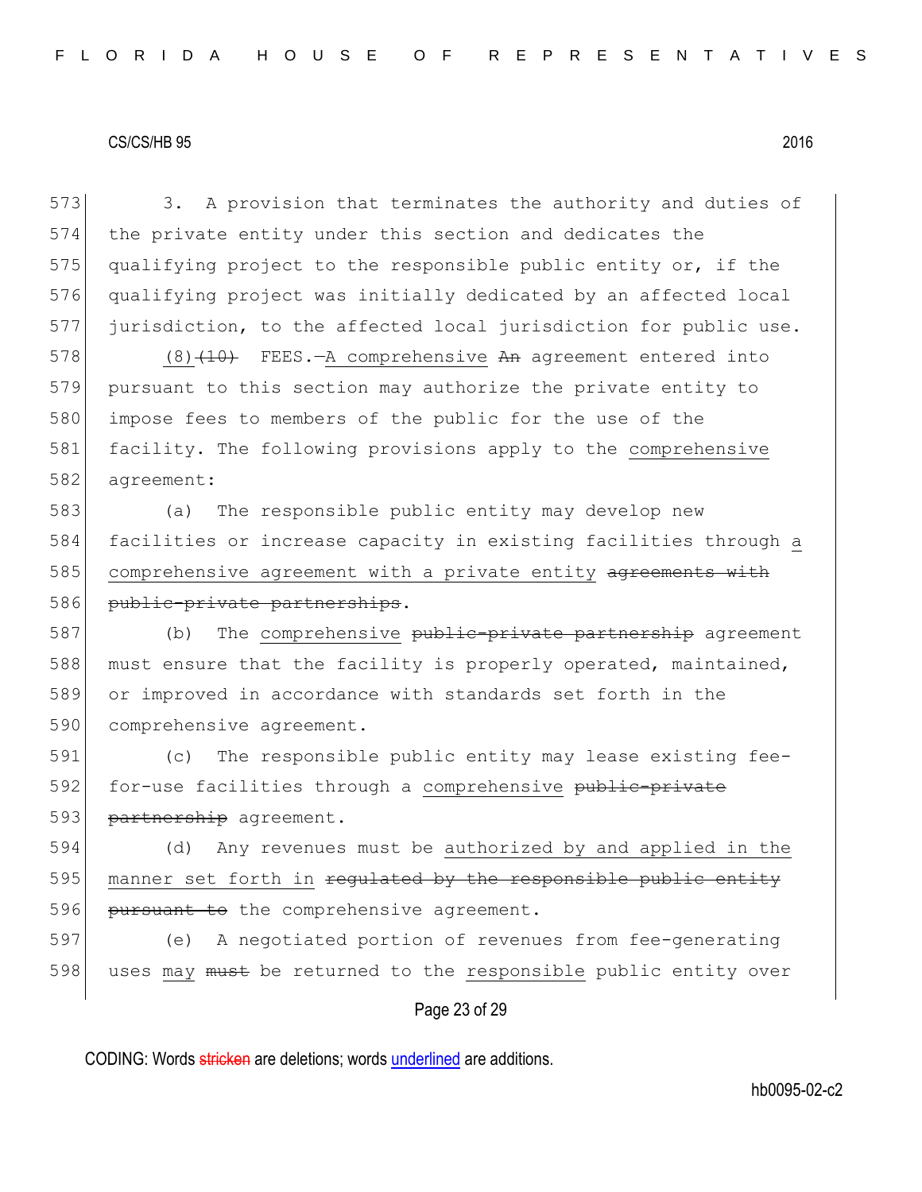573 3. A provision that terminates the authority and duties of
574 the private entity under this section and dedicates the
575 qualifying project to the responsible public entity or, if the
576 qualifying project was initially dedicated by an affected local
577 jurisdiction, to the affected local jurisdiction for public use.

578 (8) ~~(10)~~ FEES.—<u>A comprehensive</u> ~~An~~ agreement entered into
579 pursuant to this section may authorize the private entity to
580 impose fees to members of the public for the use of the
581 facility. The following provisions apply to the <u>comprehensive</u>
582 agreement:

583 (a) The responsible public entity may develop new
584 facilities or increase capacity in existing facilities through <u>a</u>
585 <u>comprehensive agreement with a private entity</u> ~~agreements with~~
586 ~~public-private partnerships~~.

587 (b) The <u>comprehensive</u> ~~public-private partnership~~ agreement
588 must ensure that the facility is properly operated, maintained,
589 or improved in accordance with standards set forth in the
590 comprehensive agreement.

591 (c) The responsible public entity may lease existing fee-
592 for-use facilities through a <u>comprehensive</u> ~~public-private~~
593 ~~partnership~~ agreement.

594 (d) Any revenues must be <u>authorized by and applied in the</u>
595 <u>manner set forth in</u> ~~regulated by the responsible public entity~~
596 ~~pursuant to~~ the comprehensive agreement.

597 (e) A negotiated portion of revenues from fee-generating
598 uses <u>may</u> ~~must~~ be returned to the <u>responsible</u> public entity over

CODING: Words ~~stricken~~ are deletions; words <u>underlined</u> are additions.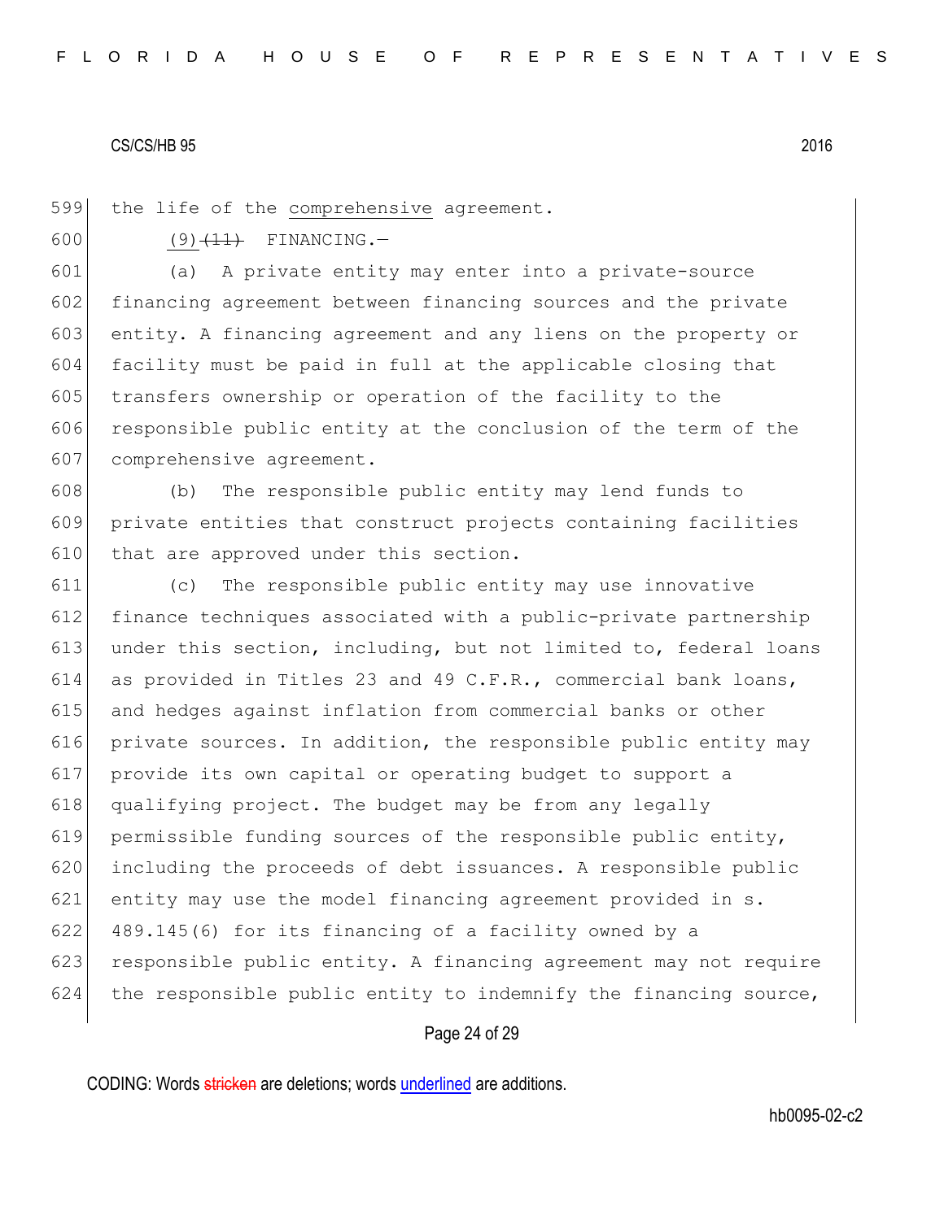the life of the comprehensive agreement.

(9)~~(11)~~ FINANCING.—

(a) A private entity may enter into a private-source financing agreement between financing sources and the private entity. A financing agreement and any liens on the property or facility must be paid in full at the applicable closing that transfers ownership or operation of the facility to the responsible public entity at the conclusion of the term of the comprehensive agreement.

(b) The responsible public entity may lend funds to private entities that construct projects containing facilities that are approved under this section.

(c) The responsible public entity may use innovative finance techniques associated with a public-private partnership under this section, including, but not limited to, federal loans as provided in Titles 23 and 49 C.F.R., commercial bank loans, and hedges against inflation from commercial banks or other private sources. In addition, the responsible public entity may provide its own capital or operating budget to support a qualifying project. The budget may be from any legally permissible funding sources of the responsible public entity, including the proceeds of debt issuances. A responsible public entity may use the model financing agreement provided in s. 489.145(6) for its financing of a facility owned by a responsible public entity. A financing agreement may not require the responsible public entity to indemnify the financing source,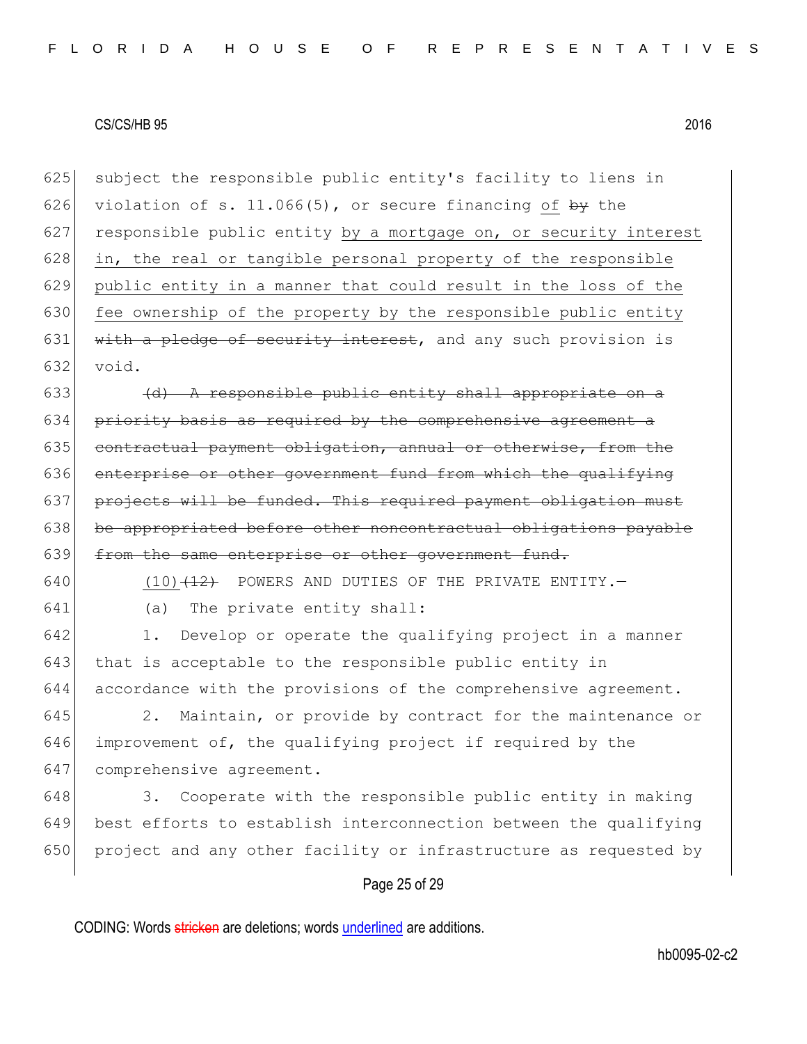625 subject the responsible public entity's facility to liens in
626 violation of s. 11.066(5), or secure financing of ~~by~~ the
627 responsible public entity by a mortgage on, or security interest
628 in, the real or tangible personal property of the responsible
629 public entity in a manner that could result in the loss of the
630 fee ownership of the property by the responsible public entity
631 ~~with a pledge of security interest~~, and any such provision is
632 void.

633 ~~(d) A responsible public entity shall appropriate on a~~
634 ~~priority basis as required by the comprehensive agreement a~~
635 ~~contractual payment obligation, annual or otherwise, from the~~
636 ~~enterprise or other government fund from which the qualifying~~
637 ~~projects will be funded. This required payment obligation must~~
638 ~~be appropriated before other noncontractual obligations payable~~
639 ~~from the same enterprise or other government fund.~~

640 (10)~~(12)~~ POWERS AND DUTIES OF THE PRIVATE ENTITY.—

641 (a) The private entity shall:

642 1. Develop or operate the qualifying project in a manner
643 that is acceptable to the responsible public entity in
644 accordance with the provisions of the comprehensive agreement.

645 2. Maintain, or provide by contract for the maintenance or
646 improvement of, the qualifying project if required by the
647 comprehensive agreement.

648 3. Cooperate with the responsible public entity in making
649 best efforts to establish interconnection between the qualifying
650 project and any other facility or infrastructure as requested by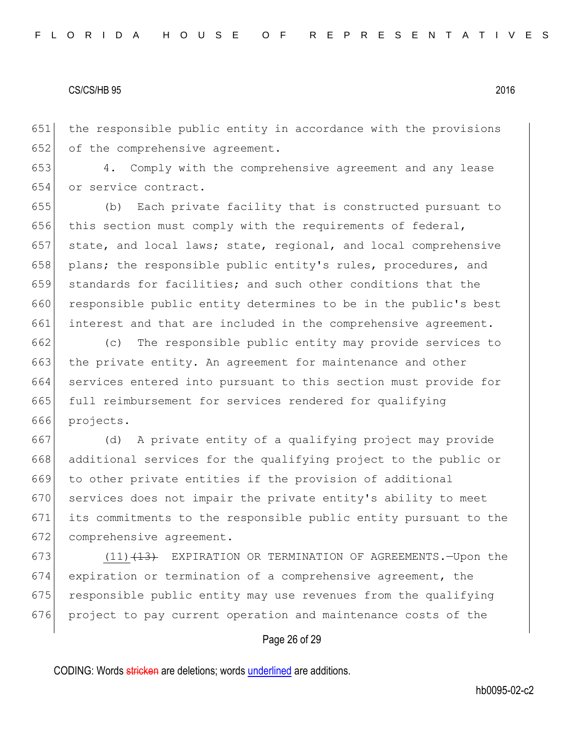the responsible public entity in accordance with the provisions of the comprehensive agreement.

4. Comply with the comprehensive agreement and any lease or service contract.

(b) Each private facility that is constructed pursuant to this section must comply with the requirements of federal, state, and local laws; state, regional, and local comprehensive plans; the responsible public entity's rules, procedures, and standards for facilities; and such other conditions that the responsible public entity determines to be in the public's best interest and that are included in the comprehensive agreement.

(c) The responsible public entity may provide services to the private entity. An agreement for maintenance and other services entered into pursuant to this section must provide for full reimbursement for services rendered for qualifying projects.

(d) A private entity of a qualifying project may provide additional services for the qualifying project to the public or to other private entities if the provision of additional services does not impair the private entity's ability to meet its commitments to the responsible public entity pursuant to the comprehensive agreement.

(11) ~~(13)~~ EXPIRATION OR TERMINATION OF AGREEMENTS.—Upon the expiration or termination of a comprehensive agreement, the responsible public entity may use revenues from the qualifying project to pay current operation and maintenance costs of the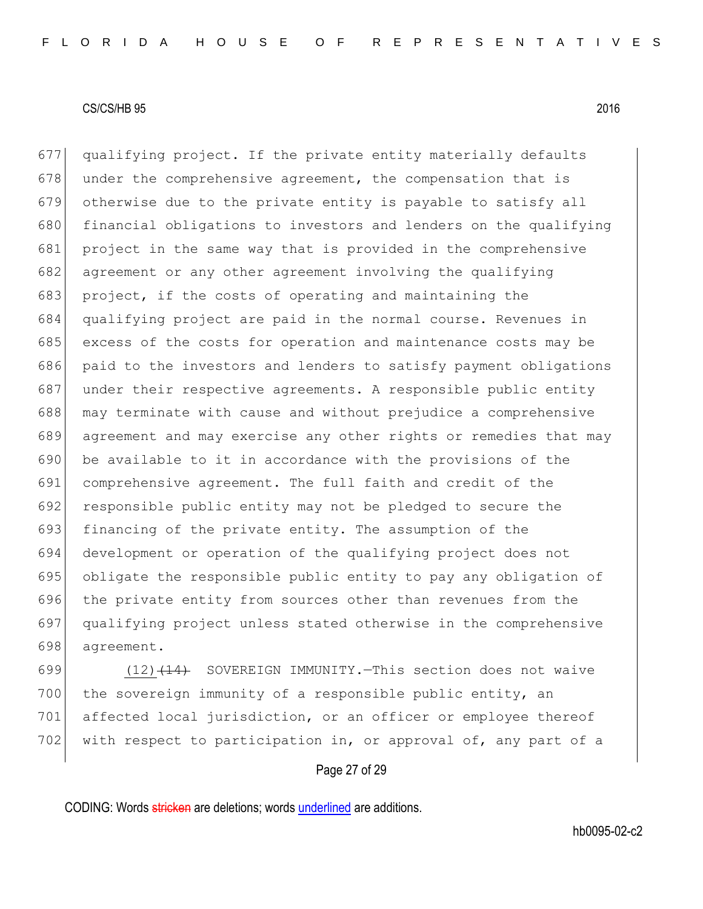qualifying project. If the private entity materially defaults under the comprehensive agreement, the compensation that is otherwise due to the private entity is payable to satisfy all financial obligations to investors and lenders on the qualifying project in the same way that is provided in the comprehensive agreement or any other agreement involving the qualifying project, if the costs of operating and maintaining the qualifying project are paid in the normal course. Revenues in excess of the costs for operation and maintenance costs may be paid to the investors and lenders to satisfy payment obligations under their respective agreements. A responsible public entity may terminate with cause and without prejudice a comprehensive agreement and may exercise any other rights or remedies that may be available to it in accordance with the provisions of the comprehensive agreement. The full faith and credit of the responsible public entity may not be pledged to secure the financing of the private entity. The assumption of the development or operation of the qualifying project does not obligate the responsible public entity to pay any obligation of the private entity from sources other than revenues from the qualifying project unless stated otherwise in the comprehensive agreement.

(12) ~~(14)~~ SOVEREIGN IMMUNITY.—This section does not waive the sovereign immunity of a responsible public entity, an affected local jurisdiction, or an officer or employee thereof with respect to participation in, or approval of, any part of a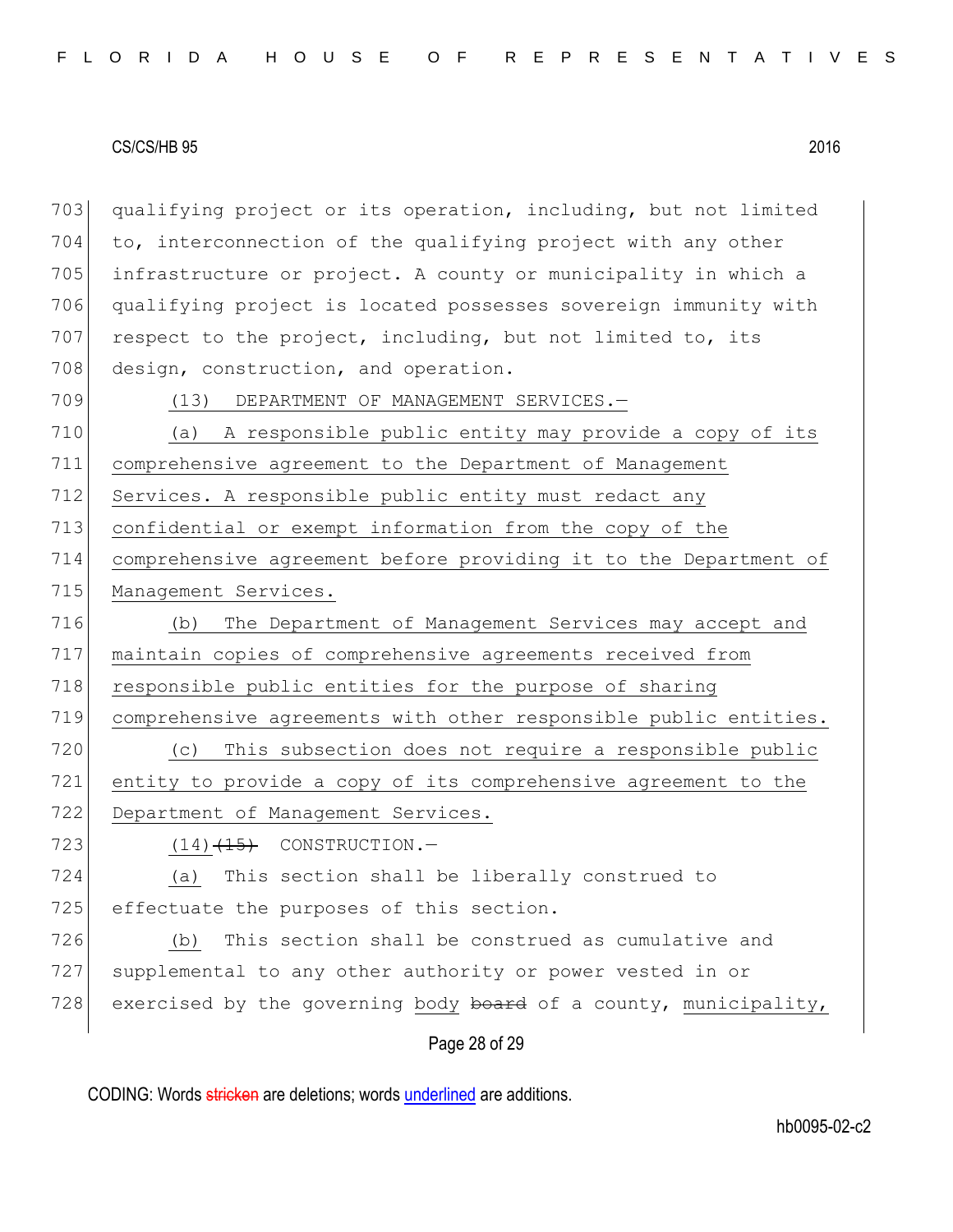qualifying project or its operation, including, but not limited to, interconnection of the qualifying project with any other infrastructure or project. A county or municipality in which a qualifying project is located possesses sovereign immunity with respect to the project, including, but not limited to, its design, construction, and operation.

(13) DEPARTMENT OF MANAGEMENT SERVICES.—

(a) A responsible public entity may provide a copy of its comprehensive agreement to the Department of Management Services. A responsible public entity must redact any confidential or exempt information from the copy of the comprehensive agreement before providing it to the Department of Management Services.

(b) The Department of Management Services may accept and maintain copies of comprehensive agreements received from responsible public entities for the purpose of sharing comprehensive agreements with other responsible public entities.

(c) This subsection does not require a responsible public entity to provide a copy of its comprehensive agreement to the Department of Management Services.

(14) ~~(15)~~ CONSTRUCTION.—

(a) This section shall be liberally construed to effectuate the purposes of this section.

(b) This section shall be construed as cumulative and supplemental to any other authority or power vested in or exercised by the governing body ~~board~~ of a county, municipality,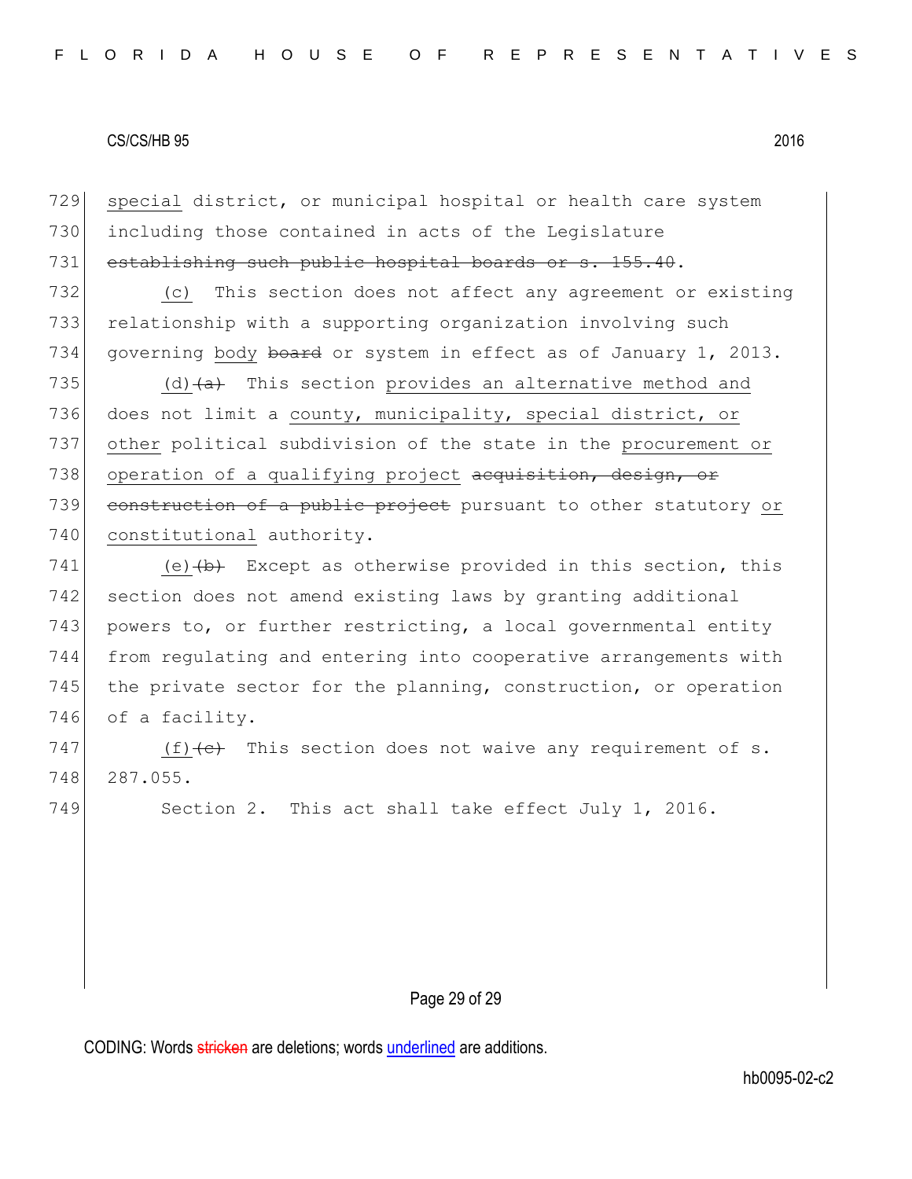729 special district, or municipal hospital or health care system
730 including those contained in acts of the Legislature
731 ~~establishing such public hospital boards or s. 155.40~~.

732 (c) This section does not affect any agreement or existing
733 relationship with a supporting organization involving such
734 governing body ~~board~~ or system in effect as of January 1, 2013.

735 (d)~~(a)~~ This section provides an alternative method and
736 does not limit a county, municipality, special district, or
737 other political subdivision of the state in the procurement or
738 operation of a qualifying project ~~acquisition, design, or~~
739 ~~construction of a public project~~ pursuant to other statutory or
740 constitutional authority.

741 (e)~~(b)~~ Except as otherwise provided in this section, this
742 section does not amend existing laws by granting additional
743 powers to, or further restricting, a local governmental entity
744 from regulating and entering into cooperative arrangements with
745 the private sector for the planning, construction, or operation
746 of a facility.

747 (f)~~(c)~~ This section does not waive any requirement of s.
748 287.055.

749 Section 2. This act shall take effect July 1, 2016.